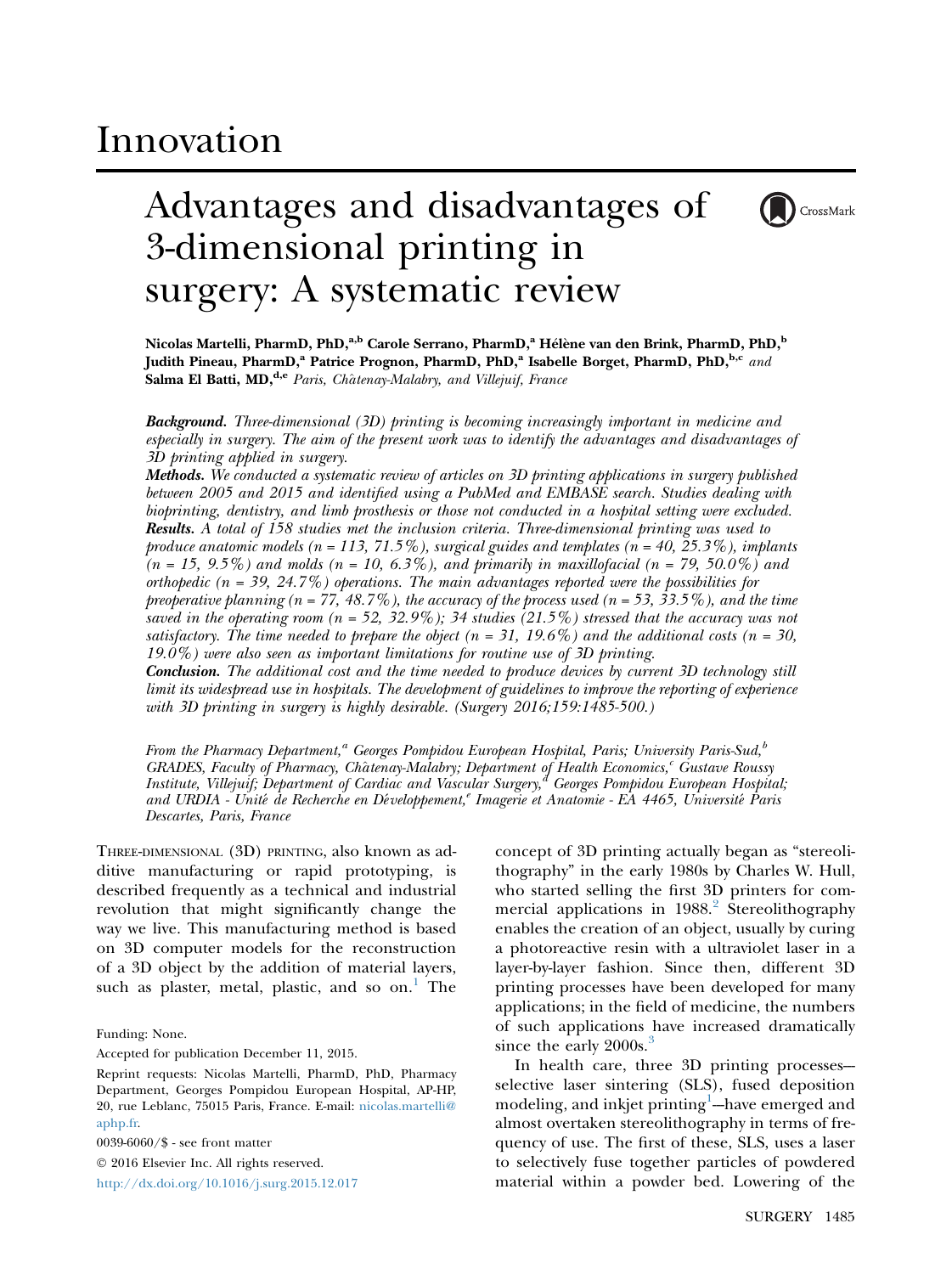Innovation

# Advantages and disadvantages of 3-dimensional printing in surgery: A systematic review

**Nicolas Martelli, PharmD, PhD,[a,b] Carole Serrano, PharmD,[a] Hélène van den Brink, PharmD, PhD,[b] Judith Pineau, PharmD,[a] Patrice Prognon, PharmD, PhD,[a] Isabelle Borget, PharmD, PhD,[b,c]** *and* **Salma El Batti, MD,[d,e]** *Paris, Châtenay-Malabry, and Villejuif, France*

***Background.*** *Three-dimensional (3D) printing is becoming increasingly important in medicine and especially in surgery. The aim of the present work was to identify the advantages and disadvantages of 3D printing applied in surgery.*

***Methods.*** *We conducted a systematic review of articles on 3D printing applications in surgery published between 2005 and 2015 and identified using a PubMed and EMBASE search. Studies dealing with bioprinting, dentistry, and limb prosthesis or those not conducted in a hospital setting were excluded.*

***Results.*** *A total of 158 studies met the inclusion criteria. Three-dimensional printing was used to produce anatomic models (n = 113, 71.5%), surgical guides and templates (n = 40, 25.3%), implants (n = 15, 9.5%) and molds (n = 10, 6.3%), and primarily in maxillofacial (n = 79, 50.0%) and orthopedic (n = 39, 24.7%) operations. The main advantages reported were the possibilities for preoperative planning (n = 77, 48.7%), the accuracy of the process used (n = 53, 33.5%), and the time saved in the operating room (n = 52, 32.9%); 34 studies (21.5%) stressed that the accuracy was not satisfactory. The time needed to prepare the object (n = 31, 19.6%) and the additional costs (n = 30, 19.0%) were also seen as important limitations for routine use of 3D printing.*

***Conclusion.*** *The additional cost and the time needed to produce devices by current 3D technology still limit its widespread use in hospitals. The development of guidelines to improve the reporting of experience with 3D printing in surgery is highly desirable. (Surgery 2016;159:1485-500.)*

*From the Pharmacy Department,[a] Georges Pompidou European Hospital, Paris; University Paris-Sud,[b] GRADES, Faculty of Pharmacy, Châtenay-Malabry; Department of Health Economics,[c] Gustave Roussy Institute, Villejuif; Department of Cardiac and Vascular Surgery,[d] Georges Pompidou European Hospital; and URDIA - Unité de Recherche en Développement,[e] Imagerie et Anatomie - EA 4465, Université Paris Descartes, Paris, France*

THREE-DIMENSIONAL (3D) PRINTING, also known as additive manufacturing or rapid prototyping, is described frequently as a technical and industrial revolution that might significantly change the way we live. This manufacturing method is based on 3D computer models for the reconstruction of a 3D object by the addition of material layers, such as plaster, metal, plastic, and so on.[1] The concept of 3D printing actually began as "stereolithography" in the early 1980s by Charles W. Hull, who started selling the first 3D printers for commercial applications in 1988.[2] Stereolithography enables the creation of an object, usually by curing a photoreactive resin with a ultraviolet laser in a layer-by-layer fashion. Since then, different 3D printing processes have been developed for many applications; in the field of medicine, the numbers of such applications have increased dramatically since the early 2000s.[3]

In health care, three 3D printing processes—selective laser sintering (SLS), fused deposition modeling, and inkjet printing[1]—have emerged and almost overtaken stereolithography in terms of frequency of use. The first of these, SLS, uses a laser to selectively fuse together particles of powdered material within a powder bed. Lowering of the

Funding: None.

Accepted for publication December 11, 2015.

Reprint requests: Nicolas Martelli, PharmD, PhD, Pharmacy Department, Georges Pompidou European Hospital, AP-HP, 20, rue Leblanc, 75015 Paris, France. E-mail: nicolas.martelli@aphp.fr.

0039-6060/$ - see front matter

© 2016 Elsevier Inc. All rights reserved.

http://dx.doi.org/10.1016/j.surg.2015.12.017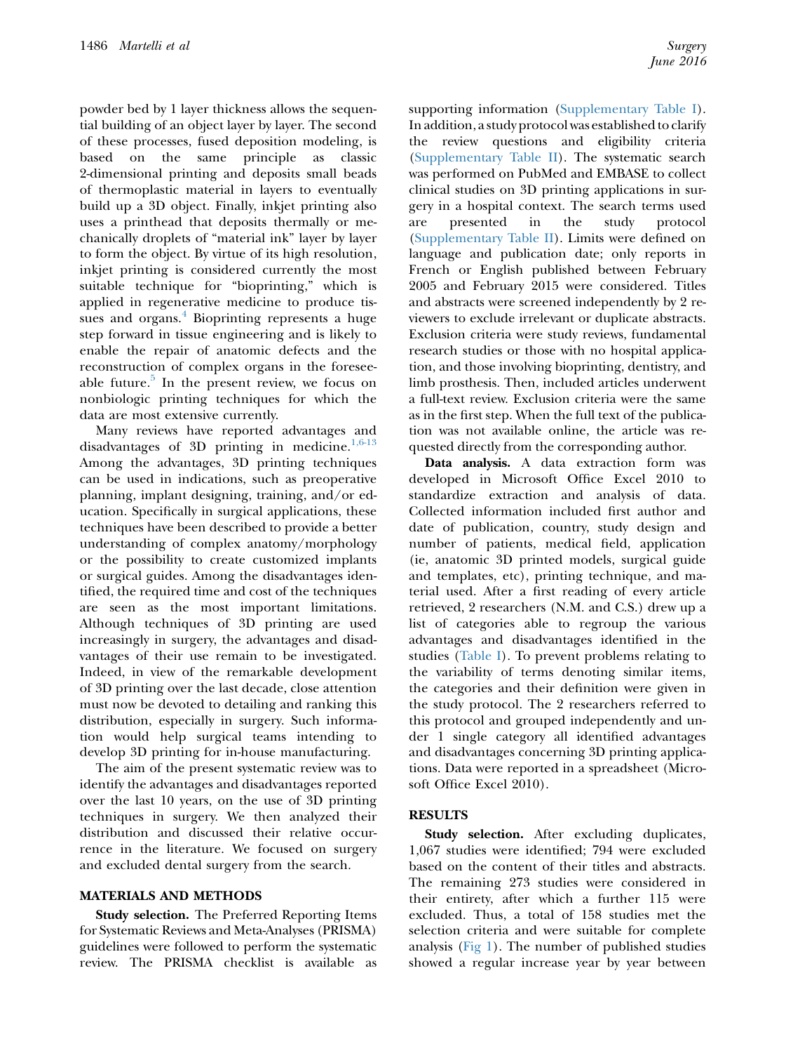powder bed by 1 layer thickness allows the sequential building of an object layer by layer. The second of these processes, fused deposition modeling, is based on the same principle as classic 2-dimensional printing and deposits small beads of thermoplastic material in layers to eventually build up a 3D object. Finally, inkjet printing also uses a printhead that deposits thermally or mechanically droplets of "material ink" layer by layer to form the object. By virtue of its high resolution, inkjet printing is considered currently the most suitable technique for "bioprinting," which is applied in regenerative medicine to produce tissues and organs.[4] Bioprinting represents a huge step forward in tissue engineering and is likely to enable the repair of anatomic defects and the reconstruction of complex organs in the foreseeable future.[5] In the present review, we focus on nonbiologic printing techniques for which the data are most extensive currently.

Many reviews have reported advantages and disadvantages of 3D printing in medicine.[1,6-13] Among the advantages, 3D printing techniques can be used in indications, such as preoperative planning, implant designing, training, and/or education. Specifically in surgical applications, these techniques have been described to provide a better understanding of complex anatomy/morphology or the possibility to create customized implants or surgical guides. Among the disadvantages identified, the required time and cost of the techniques are seen as the most important limitations. Although techniques of 3D printing are used increasingly in surgery, the advantages and disadvantages of their use remain to be investigated. Indeed, in view of the remarkable development of 3D printing over the last decade, close attention must now be devoted to detailing and ranking this distribution, especially in surgery. Such information would help surgical teams intending to develop 3D printing for in-house manufacturing.

The aim of the present systematic review was to identify the advantages and disadvantages reported over the last 10 years, on the use of 3D printing techniques in surgery. We then analyzed their distribution and discussed their relative occurrence in the literature. We focused on surgery and excluded dental surgery from the search.

## MATERIALS AND METHODS

**Study selection.** The Preferred Reporting Items for Systematic Reviews and Meta-Analyses (PRISMA) guidelines were followed to perform the systematic review. The PRISMA checklist is available as supporting information (Supplementary Table I). In addition, a study protocol was established to clarify the review questions and eligibility criteria (Supplementary Table II). The systematic search was performed on PubMed and EMBASE to collect clinical studies on 3D printing applications in surgery in a hospital context. The search terms used are presented in the study protocol (Supplementary Table II). Limits were defined on language and publication date; only reports in French or English published between February 2005 and February 2015 were considered. Titles and abstracts were screened independently by 2 reviewers to exclude irrelevant or duplicate abstracts. Exclusion criteria were study reviews, fundamental research studies or those with no hospital application, and those involving bioprinting, dentistry, and limb prosthesis. Then, included articles underwent a full-text review. Exclusion criteria were the same as in the first step. When the full text of the publication was not available online, the article was requested directly from the corresponding author.

**Data analysis.** A data extraction form was developed in Microsoft Office Excel 2010 to standardize extraction and analysis of data. Collected information included first author and date of publication, country, study design and number of patients, medical field, application (ie, anatomic 3D printed models, surgical guide and templates, etc), printing technique, and material used. After a first reading of every article retrieved, 2 researchers (N.M. and C.S.) drew up a list of categories able to regroup the various advantages and disadvantages identified in the studies (Table I). To prevent problems relating to the variability of terms denoting similar items, the categories and their definition were given in the study protocol. The 2 researchers referred to this protocol and grouped independently and under 1 single category all identified advantages and disadvantages concerning 3D printing applications. Data were reported in a spreadsheet (Microsoft Office Excel 2010).

## RESULTS

**Study selection.** After excluding duplicates, 1,067 studies were identified; 794 were excluded based on the content of their titles and abstracts. The remaining 273 studies were considered in their entirety, after which a further 115 were excluded. Thus, a total of 158 studies met the selection criteria and were suitable for complete analysis (Fig 1). The number of published studies showed a regular increase year by year between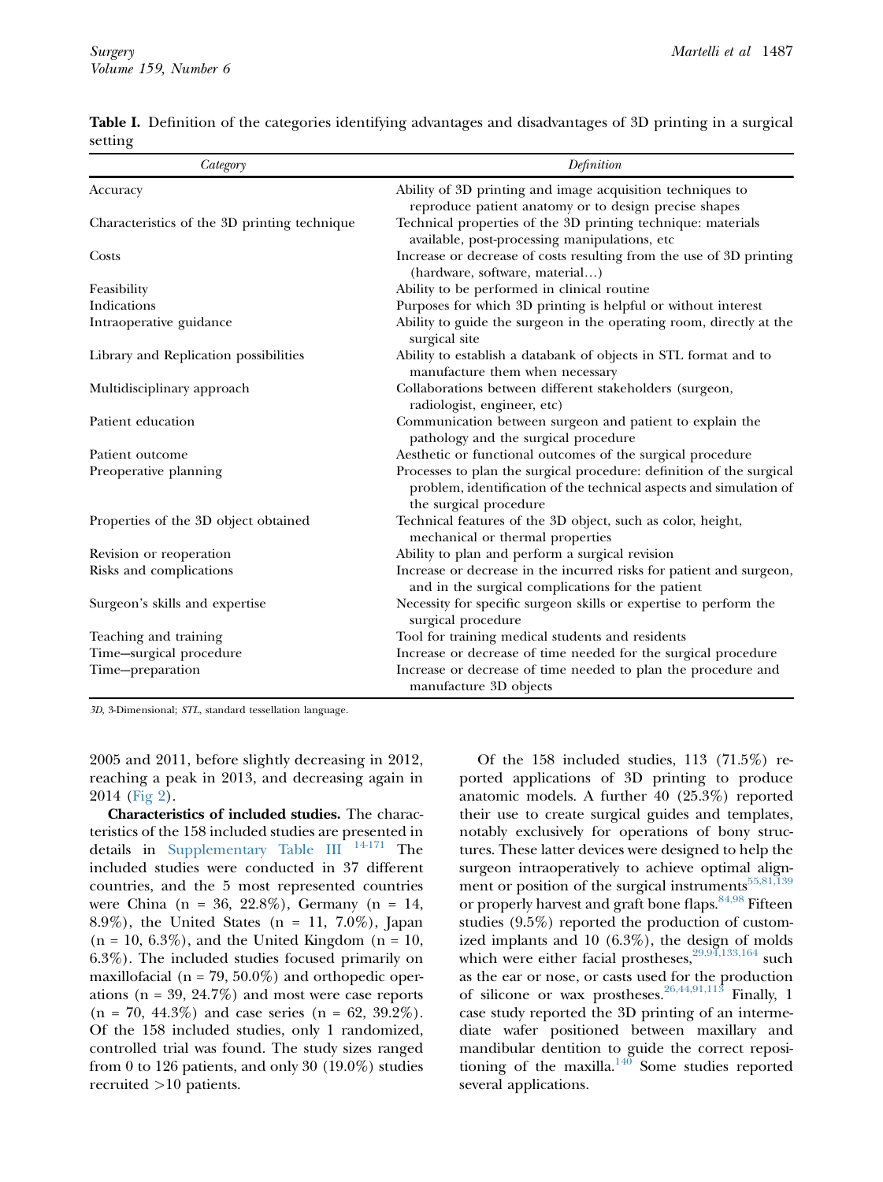**Table I.** Definition of the categories identifying advantages and disadvantages of 3D printing in a surgical setting

| Category | Definition |
|---|---|
| Accuracy | Ability of 3D printing and image acquisition techniques to reproduce patient anatomy or to design precise shapes |
| Characteristics of the 3D printing technique | Technical properties of the 3D printing technique: materials available, post-processing manipulations, etc |
| Costs | Increase or decrease of costs resulting from the use of 3D printing (hardware, software, material…) |
| Feasibility | Ability to be performed in clinical routine |
| Indications | Purposes for which 3D printing is helpful or without interest |
| Intraoperative guidance | Ability to guide the surgeon in the operating room, directly at the surgical site |
| Library and Replication possibilities | Ability to establish a databank of objects in STL format and to manufacture them when necessary |
| Multidisciplinary approach | Collaborations between different stakeholders (surgeon, radiologist, engineer, etc) |
| Patient education | Communication between surgeon and patient to explain the pathology and the surgical procedure |
| Patient outcome | Aesthetic or functional outcomes of the surgical procedure |
| Preoperative planning | Processes to plan the surgical procedure: definition of the surgical problem, identification of the technical aspects and simulation of the surgical procedure |
| Properties of the 3D object obtained | Technical features of the 3D object, such as color, height, mechanical or thermal properties |
| Revision or reoperation | Ability to plan and perform a surgical revision |
| Risks and complications | Increase or decrease in the incurred risks for patient and surgeon, and in the surgical complications for the patient |
| Surgeon's skills and expertise | Necessity for specific surgeon skills or expertise to perform the surgical procedure |
| Teaching and training | Tool for training medical students and residents |
| Time—surgical procedure | Increase or decrease of time needed for the surgical procedure |
| Time—preparation | Increase or decrease of time needed to plan the procedure and manufacture 3D objects |

*3D*, 3-Dimensional; *STL*, standard tessellation language.

2005 and 2011, before slightly decreasing in 2012, reaching a peak in 2013, and decreasing again in 2014 (Fig 2).

**Characteristics of included studies.** The characteristics of the 158 included studies are presented in details in Supplementary Table III [14-171] The included studies were conducted in 37 different countries, and the 5 most represented countries were China (n = 36, 22.8%), Germany (n = 14, 8.9%), the United States (n = 11, 7.0%), Japan (n = 10, 6.3%), and the United Kingdom (n = 10, 6.3%). The included studies focused primarily on maxillofacial (n = 79, 50.0%) and orthopedic operations (n = 39, 24.7%) and most were case reports (n = 70, 44.3%) and case series (n = 62, 39.2%). Of the 158 included studies, only 1 randomized, controlled trial was found. The study sizes ranged from 0 to 126 patients, and only 30 (19.0%) studies recruited >10 patients.

Of the 158 included studies, 113 (71.5%) reported applications of 3D printing to produce anatomic models. A further 40 (25.3%) reported their use to create surgical guides and templates, notably exclusively for operations of bony structures. These latter devices were designed to help the surgeon intraoperatively to achieve optimal alignment or position of the surgical instruments[55,81,139] or properly harvest and graft bone flaps.[84,98] Fifteen studies (9.5%) reported the production of customized implants and 10 (6.3%), the design of molds which were either facial prostheses,[29,94,133,164] such as the ear or nose, or casts used for the production of silicone or wax prostheses.[26,44,91,113] Finally, 1 case study reported the 3D printing of an intermediate wafer positioned between maxillary and mandibular dentition to guide the correct repositioning of the maxilla.[140] Some studies reported several applications.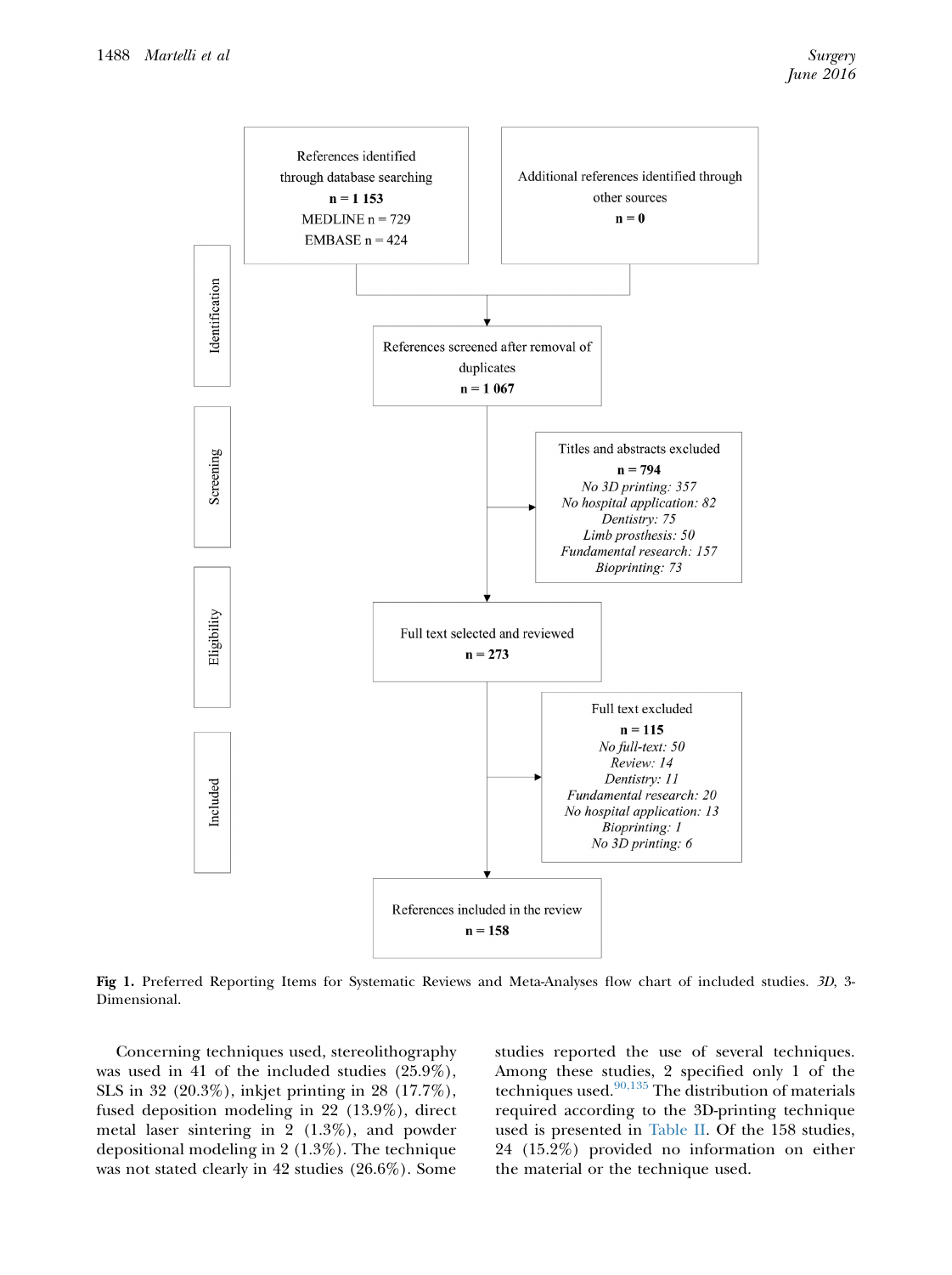References identified through database searching
**n = 1 153**
MEDLINE n = 729
EMBASE n = 424

Additional references identified through other sources
**n = 0**

Identification

References screened after removal of duplicates
**n = 1 067**

Screening

Titles and abstracts excluded
**n = 794**
*No 3D printing: 357*
*No hospital application: 82*
*Dentistry: 75*
*Limb prosthesis: 50*
*Fundamental research: 157*
*Bioprinting: 73*

Eligibility

Full text selected and reviewed
**n = 273**

Included

Full text excluded
**n = 115**
*No full-text: 50*
*Review: 14*
*Dentistry: 11*
*Fundamental research: 20*
*No hospital application: 13*
*Bioprinting: 1*
*No 3D printing: 6*

References included in the review
**n = 158**

**Fig 1.** Preferred Reporting Items for Systematic Reviews and Meta-Analyses flow chart of included studies. *3D*, 3-Dimensional.

Concerning techniques used, stereolithography was used in 41 of the included studies (25.9%), SLS in 32 (20.3%), inkjet printing in 28 (17.7%), fused deposition modeling in 22 (13.9%), direct metal laser sintering in 2 (1.3%), and powder depositional modeling in 2 (1.3%). The technique was not stated clearly in 42 studies (26.6%). Some studies reported the use of several techniques. Among these studies, 2 specified only 1 of the techniques used.[90,135] The distribution of materials required according to the 3D-printing technique used is presented in Table II. Of the 158 studies, 24 (15.2%) provided no information on either the material or the technique used.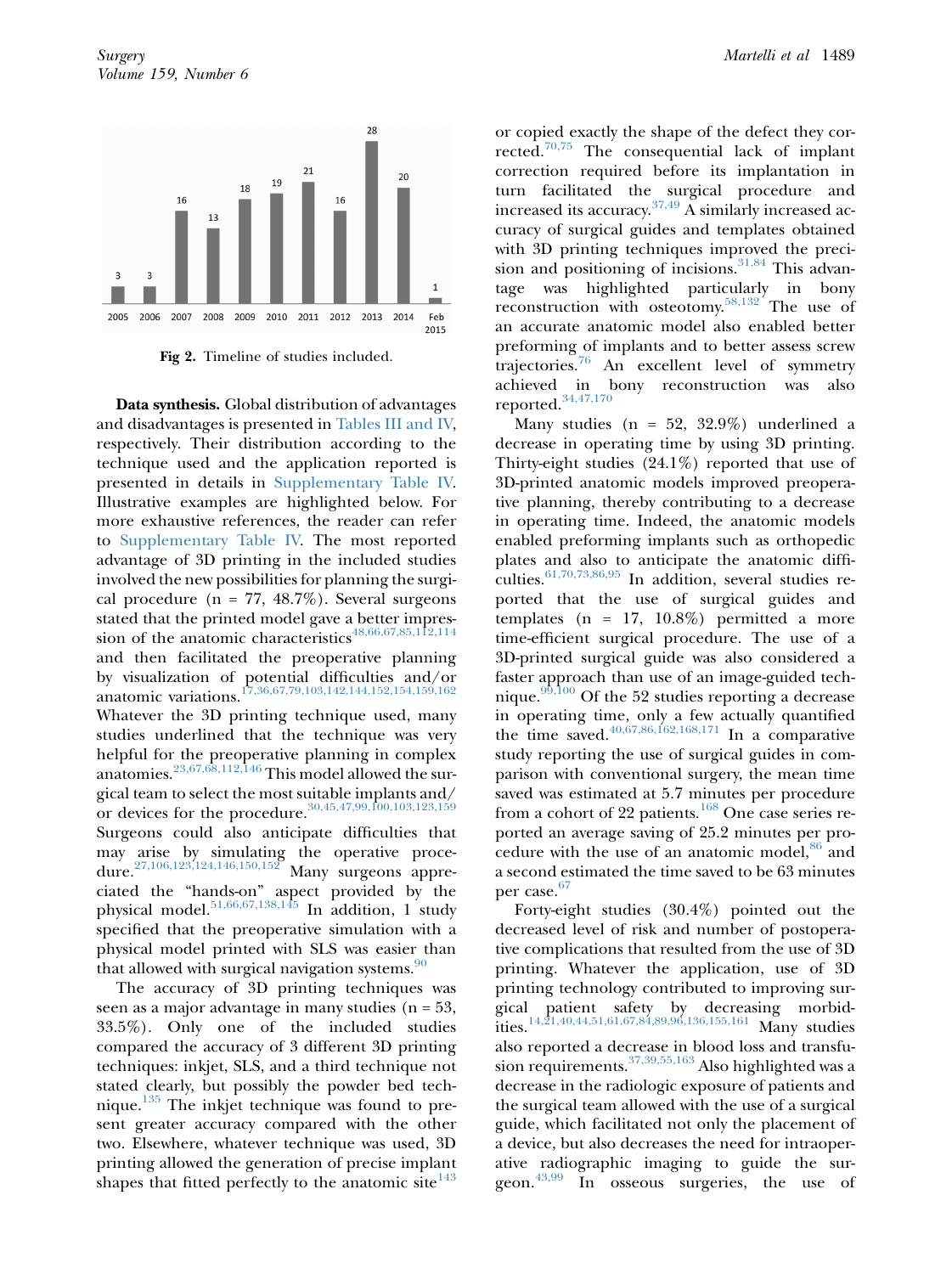Fig 2. Timeline of studies included.

**Data synthesis.** Global distribution of advantages and disadvantages is presented in Tables III and IV, respectively. Their distribution according to the technique used and the application reported is presented in details in Supplementary Table IV. Illustrative examples are highlighted below. For more exhaustive references, the reader can refer to Supplementary Table IV. The most reported advantage of 3D printing in the included studies involved the new possibilities for planning the surgical procedure (n = 77, 48.7%). Several surgeons stated that the printed model gave a better impression of the anatomic characteristics[48,66,67,85,112,114] and then facilitated the preoperative planning by visualization of potential difficulties and/or anatomic variations.[17,36,67,79,103,142,144,152,154,159,162] Whatever the 3D printing technique used, many studies underlined that the technique was very helpful for the preoperative planning in complex anatomies.[23,67,68,112,146] This model allowed the surgical team to select the most suitable implants and/or devices for the procedure.[30,45,47,99,100,103,123,159] Surgeons could also anticipate difficulties that may arise by simulating the operative procedure.[27,106,123,124,146,150,152] Many surgeons appreciated the "hands-on" aspect provided by the physical model.[51,66,67,138,145] In addition, 1 study specified that the preoperative simulation with a physical model printed with SLS was easier than that allowed with surgical navigation systems.[90]

The accuracy of 3D printing techniques was seen as a major advantage in many studies (n = 53, 33.5%). Only one of the included studies compared the accuracy of 3 different 3D printing techniques: inkjet, SLS, and a third technique not stated clearly, but possibly the powder bed technique.[135] The inkjet technique was found to present greater accuracy compared with the other two. Elsewhere, whatever technique was used, 3D printing allowed the generation of precise implant shapes that fitted perfectly to the anatomic site[143] or copied exactly the shape of the defect they corrected.[70,75] The consequential lack of implant correction required before its implantation in turn facilitated the surgical procedure and increased its accuracy.[37,49] A similarly increased accuracy of surgical guides and templates obtained with 3D printing techniques improved the precision and positioning of incisions.[31,84] This advantage was highlighted particularly in bony reconstruction with osteotomy.[58,132] The use of an accurate anatomic model also enabled better preforming of implants and to better assess screw trajectories.[76] An excellent level of symmetry achieved in bony reconstruction was also reported.[34,47,170]

Many studies (n = 52, 32.9%) underlined a decrease in operating time by using 3D printing. Thirty-eight studies (24.1%) reported that use of 3D-printed anatomic models improved preoperative planning, thereby contributing to a decrease in operating time. Indeed, the anatomic models enabled preforming implants such as orthopedic plates and also to anticipate the anatomic difficulties.[61,70,73,86,95] In addition, several studies reported that the use of surgical guides and templates (n = 17, 10.8%) permitted a more time-efficient surgical procedure. The use of a 3D-printed surgical guide was also considered a faster approach than use of an image-guided technique.[99,100] Of the 52 studies reporting a decrease in operating time, only a few actually quantified the time saved.[40,67,86,162,168,171] In a comparative study reporting the use of surgical guides in comparison with conventional surgery, the mean time saved was estimated at 5.7 minutes per procedure from a cohort of 22 patients.[168] One case series reported an average saving of 25.2 minutes per procedure with the use of an anatomic model,[86] and a second estimated the time saved to be 63 minutes per case.[67]

Forty-eight studies (30.4%) pointed out the decreased level of risk and number of postoperative complications that resulted from the use of 3D printing. Whatever the application, use of 3D printing technology contributed to improving surgical patient safety by decreasing morbidities.[14,21,40,44,51,61,67,84,89,96,136,155,161] Many studies also reported a decrease in blood loss and transfusion requirements.[37,39,55,163] Also highlighted was a decrease in the radiologic exposure of patients and the surgical team allowed with the use of a surgical guide, which facilitated not only the placement of a device, but also decreases the need for intraoperative radiographic imaging to guide the surgeon.[43,99] In osseous surgeries, the use of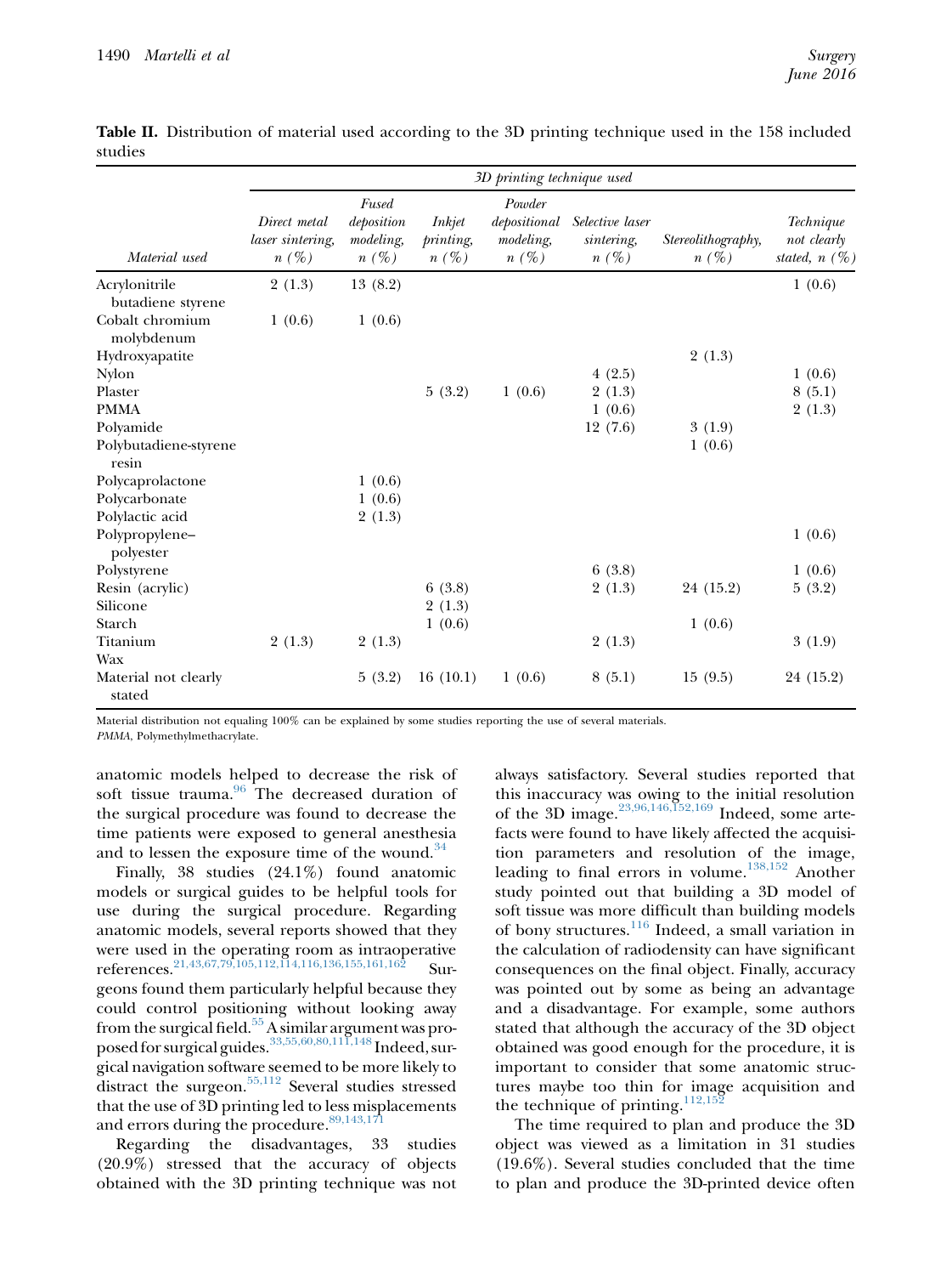**Table II.** Distribution of material used according to the 3D printing technique used in the 158 included studies

| | 3D printing technique used | | | | | | |
|---|---|---|---|---|---|---|---|
| *Material used* | *Direct metal laser sintering, n (%)* | *Fused deposition modeling, n (%)* | *Inkjet printing, n (%)* | *Powder depositional modeling, n (%)* | *Selective laser sintering, n (%)* | *Stereolithography, n (%)* | *Technique not clearly stated, n (%)* |
| Acrylonitrile butadiene styrene | 2 (1.3) | 13 (8.2) | | | | | 1 (0.6) |
| Cobalt chromium molybdenum | 1 (0.6) | 1 (0.6) | | | | | |
| Hydroxyapatite | | | | | | 2 (1.3) | |
| Nylon | | | | | 4 (2.5) | | 1 (0.6) |
| Plaster | | | 5 (3.2) | 1 (0.6) | 2 (1.3) | | 8 (5.1) |
| PMMA | | | | | 1 (0.6) | | 2 (1.3) |
| Polyamide | | | | | 12 (7.6) | 3 (1.9) | |
| Polybutadiene-styrene resin | | | | | | 1 (0.6) | |
| Polycaprolactone | | 1 (0.6) | | | | | |
| Polycarbonate | | 1 (0.6) | | | | | |
| Polylactic acid | | 2 (1.3) | | | | | |
| Polypropylene–polyester | | | | | | | 1 (0.6) |
| Polystyrene | | | | | 6 (3.8) | | 1 (0.6) |
| Resin (acrylic) | | | 6 (3.8) | | 2 (1.3) | 24 (15.2) | 5 (3.2) |
| Silicone | | | 2 (1.3) | | | | |
| Starch | | | 1 (0.6) | | | 1 (0.6) | |
| Titanium | 2 (1.3) | 2 (1.3) | | | 2 (1.3) | | 3 (1.9) |
| Wax | | | | | | | |
| Material not clearly stated | | 5 (3.2) | 16 (10.1) | 1 (0.6) | 8 (5.1) | 15 (9.5) | 24 (15.2) |

Material distribution not equaling 100% can be explained by some studies reporting the use of several materials.
*PMMA*, Polymethylmethacrylate.

anatomic models helped to decrease the risk of soft tissue trauma.[96] The decreased duration of the surgical procedure was found to decrease the time patients were exposed to general anesthesia and to lessen the exposure time of the wound.[34]

Finally, 38 studies (24.1%) found anatomic models or surgical guides to be helpful tools for use during the surgical procedure. Regarding anatomic models, several reports showed that they were used in the operating room as intraoperative references.[21,43,67,79,105,112,114,116,136,155,161,162] Surgeons found them particularly helpful because they could control positioning without looking away from the surgical field.[55] A similar argument was proposed for surgical guides.[33,55,60,80,111,148] Indeed, surgical navigation software seemed to be more likely to distract the surgeon.[55,112] Several studies stressed that the use of 3D printing led to less misplacements and errors during the procedure.[89,143,171]

Regarding the disadvantages, 33 studies (20.9%) stressed that the accuracy of objects obtained with the 3D printing technique was not always satisfactory. Several studies reported that this inaccuracy was owing to the initial resolution of the 3D image.[23,96,146,152,169] Indeed, some artefacts were found to have likely affected the acquisition parameters and resolution of the image, leading to final errors in volume.[138,152] Another study pointed out that building a 3D model of soft tissue was more difficult than building models of bony structures.[116] Indeed, a small variation in the calculation of radiodensity can have significant consequences on the final object. Finally, accuracy was pointed out by some as being an advantage and a disadvantage. For example, some authors stated that although the accuracy of the 3D object obtained was good enough for the procedure, it is important to consider that some anatomic structures maybe too thin for image acquisition and the technique of printing.[112,152]

The time required to plan and produce the 3D object was viewed as a limitation in 31 studies (19.6%). Several studies concluded that the time to plan and produce the 3D-printed device often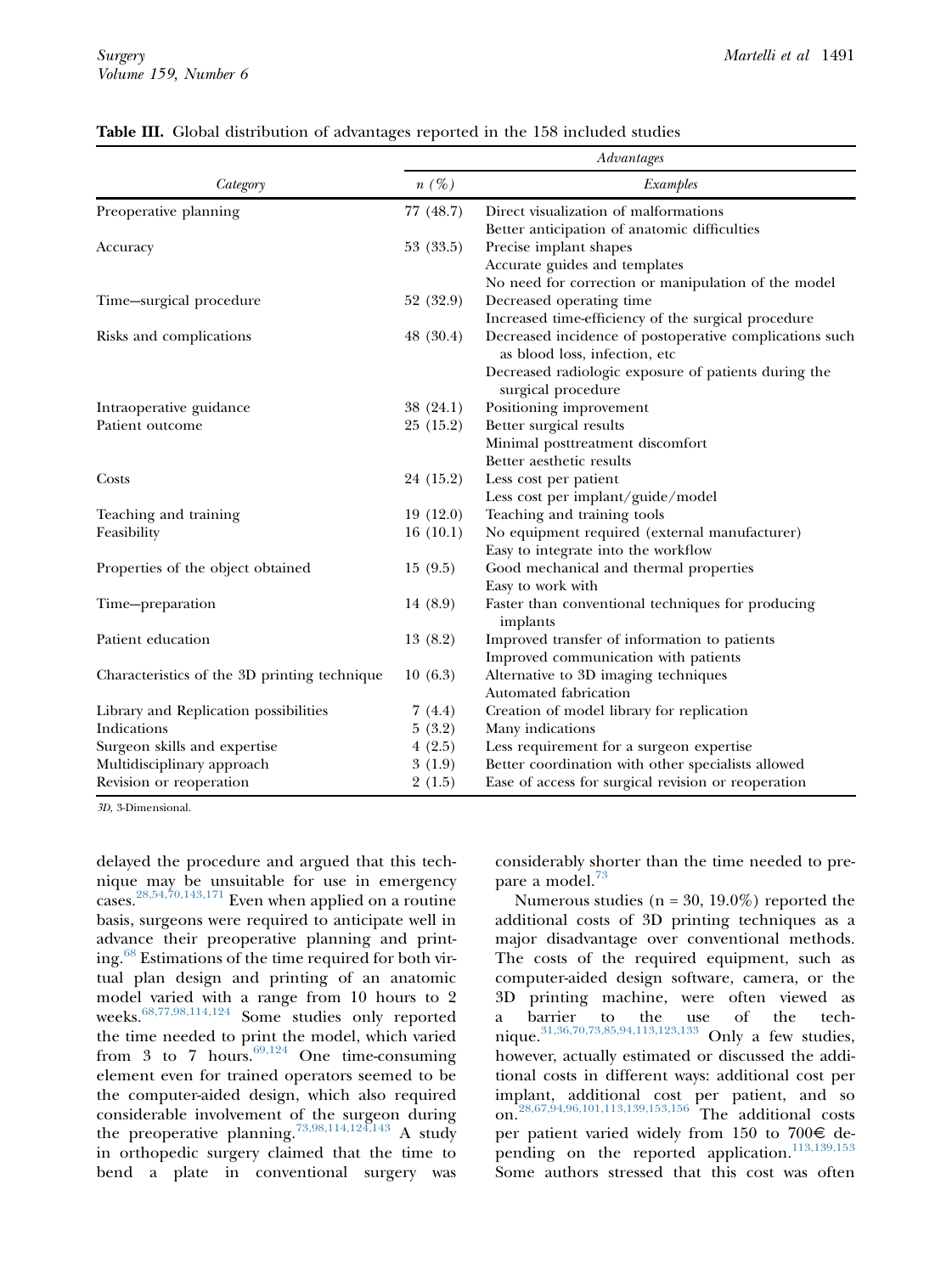**Table III.** Global distribution of advantages reported in the 158 included studies

| *Category* | *Advantages* | |
|---|---|---|
| | *n (%)* | *Examples* |
| Preoperative planning | 77 (48.7) | Direct visualization of malformations<br>Better anticipation of anatomic difficulties |
| Accuracy | 53 (33.5) | Precise implant shapes<br>Accurate guides and templates<br>No need for correction or manipulation of the model |
| Time—surgical procedure | 52 (32.9) | Decreased operating time<br>Increased time-efficiency of the surgical procedure |
| Risks and complications | 48 (30.4) | Decreased incidence of postoperative complications such as blood loss, infection, etc<br>Decreased radiologic exposure of patients during the surgical procedure |
| Intraoperative guidance | 38 (24.1) | Positioning improvement |
| Patient outcome | 25 (15.2) | Better surgical results<br>Minimal posttreatment discomfort<br>Better aesthetic results |
| Costs | 24 (15.2) | Less cost per patient<br>Less cost per implant/guide/model |
| Teaching and training | 19 (12.0) | Teaching and training tools |
| Feasibility | 16 (10.1) | No equipment required (external manufacturer)<br>Easy to integrate into the workflow |
| Properties of the object obtained | 15 (9.5) | Good mechanical and thermal properties<br>Easy to work with |
| Time—preparation | 14 (8.9) | Faster than conventional techniques for producing implants |
| Patient education | 13 (8.2) | Improved transfer of information to patients<br>Improved communication with patients |
| Characteristics of the 3D printing technique | 10 (6.3) | Alternative to 3D imaging techniques<br>Automated fabrication |
| Library and Replication possibilities | 7 (4.4) | Creation of model library for replication |
| Indications | 5 (3.2) | Many indications |
| Surgeon skills and expertise | 4 (2.5) | Less requirement for a surgeon expertise |
| Multidisciplinary approach | 3 (1.9) | Better coordination with other specialists allowed |
| Revision or reoperation | 2 (1.5) | Ease of access for surgical revision or reoperation |

*3D*, 3-Dimensional.

delayed the procedure and argued that this technique may be unsuitable for use in emergency cases.[28,54,70,143,171] Even when applied on a routine basis, surgeons were required to anticipate well in advance their preoperative planning and printing.[68] Estimations of the time required for both virtual plan design and printing of an anatomic model varied with a range from 10 hours to 2 weeks.[68,77,98,114,124] Some studies only reported the time needed to print the model, which varied from 3 to 7 hours.[69,124] One time-consuming element even for trained operators seemed to be the computer-aided design, which also required considerable involvement of the surgeon during the preoperative planning.[73,98,114,124,143] A study in orthopedic surgery claimed that the time to bend a plate in conventional surgery was considerably shorter than the time needed to prepare a model.[73]

Numerous studies (n = 30, 19.0%) reported the additional costs of 3D printing techniques as a major disadvantage over conventional methods. The costs of the required equipment, such as computer-aided design software, camera, or the 3D printing machine, were often viewed as a barrier to the use of the technique.[31,36,70,73,85,94,113,123,133] Only a few studies, however, actually estimated or discussed the additional costs in different ways: additional cost per implant, additional cost per patient, and so on.[28,67,94,96,101,113,139,153,156] The additional costs per patient varied widely from 150 to 700€ depending on the reported application.[113,139,153] Some authors stressed that this cost was often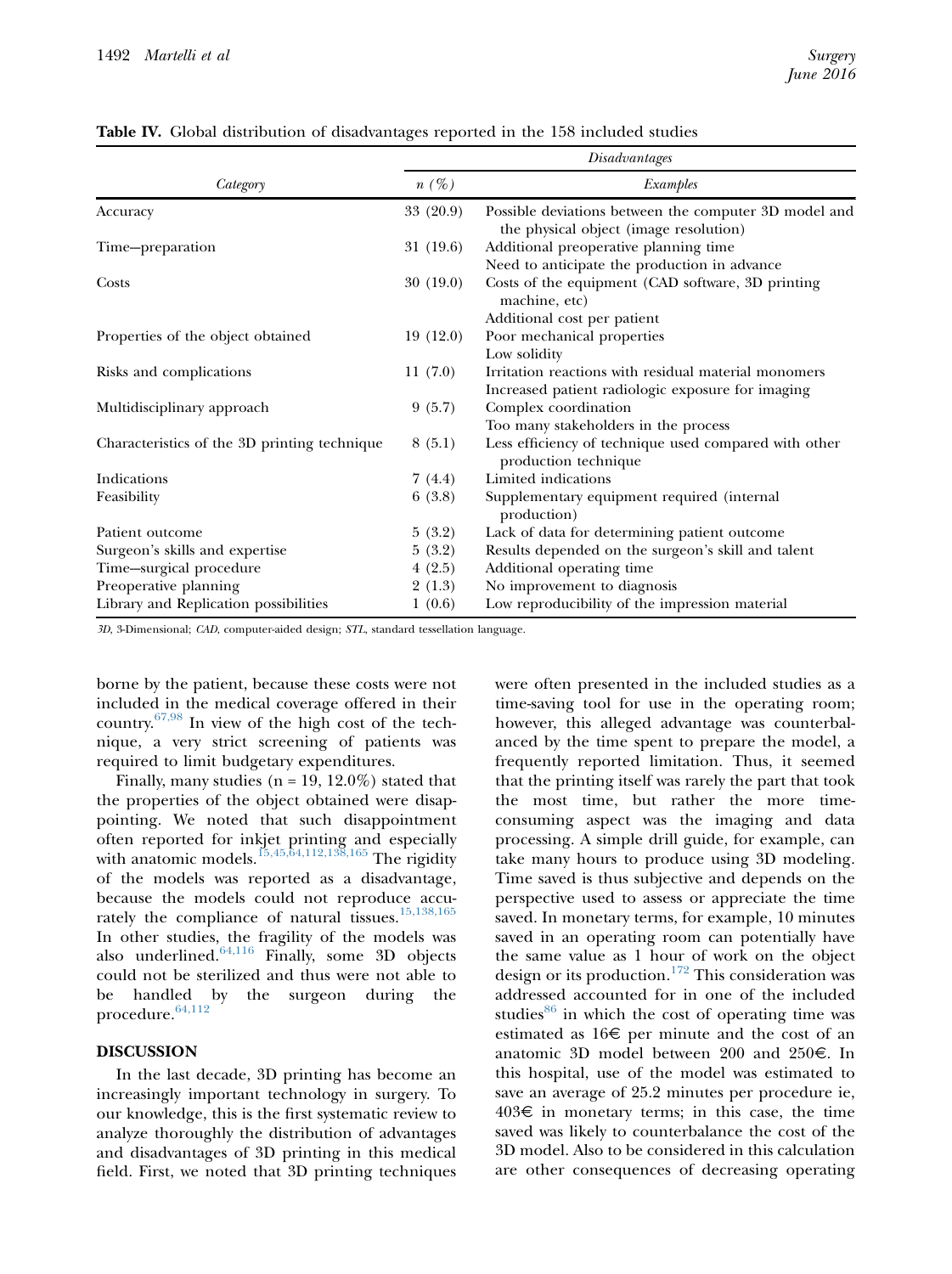**Table IV.** Global distribution of disadvantages reported in the 158 included studies

| Category | Disadvantages | |
|---|---|---|
| | *n (%)* | *Examples* |
| Accuracy | 33 (20.9) | Possible deviations between the computer 3D model and the physical object (image resolution) |
| Time—preparation | 31 (19.6) | Additional preoperative planning time<br>Need to anticipate the production in advance |
| Costs | 30 (19.0) | Costs of the equipment (CAD software, 3D printing machine, etc)<br>Additional cost per patient |
| Properties of the object obtained | 19 (12.0) | Poor mechanical properties<br>Low solidity |
| Risks and complications | 11 (7.0) | Irritation reactions with residual material monomers<br>Increased patient radiologic exposure for imaging |
| Multidisciplinary approach | 9 (5.7) | Complex coordination<br>Too many stakeholders in the process |
| Characteristics of the 3D printing technique | 8 (5.1) | Less efficiency of technique used compared with other production technique |
| Indications | 7 (4.4) | Limited indications |
| Feasibility | 6 (3.8) | Supplementary equipment required (internal production) |
| Patient outcome | 5 (3.2) | Lack of data for determining patient outcome |
| Surgeon's skills and expertise | 5 (3.2) | Results depended on the surgeon's skill and talent |
| Time—surgical procedure | 4 (2.5) | Additional operating time |
| Preoperative planning | 2 (1.3) | No improvement to diagnosis |
| Library and Replication possibilities | 1 (0.6) | Low reproducibility of the impression material |

*3D*, 3-Dimensional; *CAD*, computer-aided design; *STL*, standard tessellation language.

borne by the patient, because these costs were not included in the medical coverage offered in their country.[67,98] In view of the high cost of the technique, a very strict screening of patients was required to limit budgetary expenditures.

Finally, many studies (n = 19, 12.0%) stated that the properties of the object obtained were disappointing. We noted that such disappointment often reported for inkjet printing and especially with anatomic models.[15,45,64,112,138,165] The rigidity of the models was reported as a disadvantage, because the models could not reproduce accurately the compliance of natural tissues.[15,138,165] In other studies, the fragility of the models was also underlined.[64,116] Finally, some 3D objects could not be sterilized and thus were not able to be handled by the surgeon during the procedure.[64,112]

## DISCUSSION

In the last decade, 3D printing has become an increasingly important technology in surgery. To our knowledge, this is the first systematic review to analyze thoroughly the distribution of advantages and disadvantages of 3D printing in this medical field. First, we noted that 3D printing techniques were often presented in the included studies as a time-saving tool for use in the operating room; however, this alleged advantage was counterbalanced by the time spent to prepare the model, a frequently reported limitation. Thus, it seemed that the printing itself was rarely the part that took the most time, but rather the more time-consuming aspect was the imaging and data processing. A simple drill guide, for example, can take many hours to produce using 3D modeling. Time saved is thus subjective and depends on the perspective used to assess or appreciate the time saved. In monetary terms, for example, 10 minutes saved in an operating room can potentially have the same value as 1 hour of work on the object design or its production.[172] This consideration was addressed accounted for in one of the included studies[86] in which the cost of operating time was estimated as 16€ per minute and the cost of an anatomic 3D model between 200 and 250€. In this hospital, use of the model was estimated to save an average of 25.2 minutes per procedure ie, 403€ in monetary terms; in this case, the time saved was likely to counterbalance the cost of the 3D model. Also to be considered in this calculation are other consequences of decreasing operating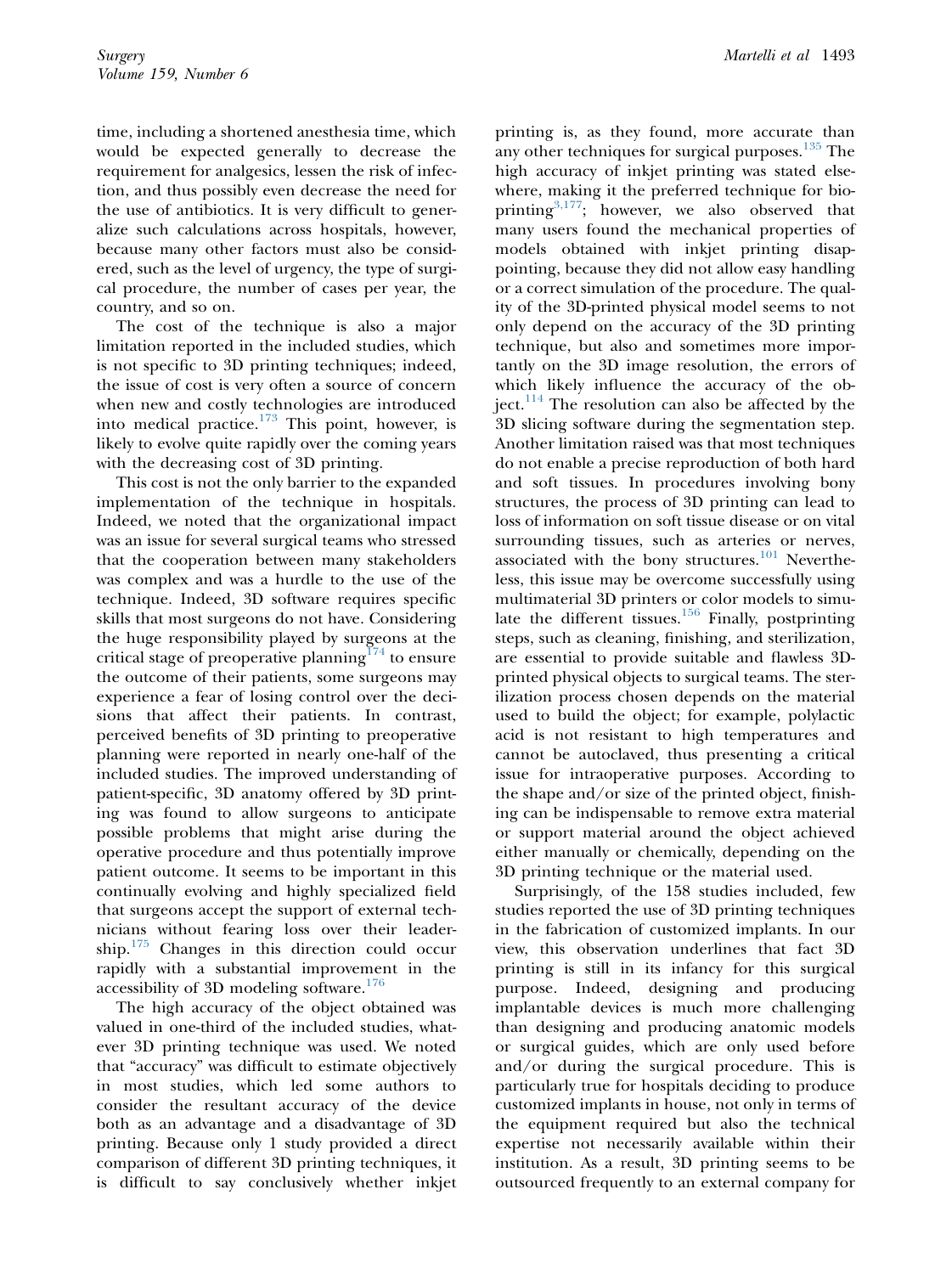time, including a shortened anesthesia time, which would be expected generally to decrease the requirement for analgesics, lessen the risk of infection, and thus possibly even decrease the need for the use of antibiotics. It is very difficult to generalize such calculations across hospitals, however, because many other factors must also be considered, such as the level of urgency, the type of surgical procedure, the number of cases per year, the country, and so on.

The cost of the technique is also a major limitation reported in the included studies, which is not specific to 3D printing techniques; indeed, the issue of cost is very often a source of concern when new and costly technologies are introduced into medical practice.[173] This point, however, is likely to evolve quite rapidly over the coming years with the decreasing cost of 3D printing.

This cost is not the only barrier to the expanded implementation of the technique in hospitals. Indeed, we noted that the organizational impact was an issue for several surgical teams who stressed that the cooperation between many stakeholders was complex and was a hurdle to the use of the technique. Indeed, 3D software requires specific skills that most surgeons do not have. Considering the huge responsibility played by surgeons at the critical stage of preoperative planning[174] to ensure the outcome of their patients, some surgeons may experience a fear of losing control over the decisions that affect their patients. In contrast, perceived benefits of 3D printing to preoperative planning were reported in nearly one-half of the included studies. The improved understanding of patient-specific, 3D anatomy offered by 3D printing was found to allow surgeons to anticipate possible problems that might arise during the operative procedure and thus potentially improve patient outcome. It seems to be important in this continually evolving and highly specialized field that surgeons accept the support of external technicians without fearing loss over their leadership.[175] Changes in this direction could occur rapidly with a substantial improvement in the accessibility of 3D modeling software.[176]

The high accuracy of the object obtained was valued in one-third of the included studies, whatever 3D printing technique was used. We noted that "accuracy" was difficult to estimate objectively in most studies, which led some authors to consider the resultant accuracy of the device both as an advantage and a disadvantage of 3D printing. Because only 1 study provided a direct comparison of different 3D printing techniques, it is difficult to say conclusively whether inkjet printing is, as they found, more accurate than any other techniques for surgical purposes.[135] The high accuracy of inkjet printing was stated elsewhere, making it the preferred technique for bioprinting[3,177]; however, we also observed that many users found the mechanical properties of models obtained with inkjet printing disappointing, because they did not allow easy handling or a correct simulation of the procedure. The quality of the 3D-printed physical model seems to not only depend on the accuracy of the 3D printing technique, but also and sometimes more importantly on the 3D image resolution, the errors of which likely influence the accuracy of the object.[114] The resolution can also be affected by the 3D slicing software during the segmentation step. Another limitation raised was that most techniques do not enable a precise reproduction of both hard and soft tissues. In procedures involving bony structures, the process of 3D printing can lead to loss of information on soft tissue disease or on vital surrounding tissues, such as arteries or nerves, associated with the bony structures.[101] Nevertheless, this issue may be overcome successfully using multimaterial 3D printers or color models to simulate the different tissues.[156] Finally, postprinting steps, such as cleaning, finishing, and sterilization, are essential to provide suitable and flawless 3D-printed physical objects to surgical teams. The sterilization process chosen depends on the material used to build the object; for example, polylactic acid is not resistant to high temperatures and cannot be autoclaved, thus presenting a critical issue for intraoperative purposes. According to the shape and/or size of the printed object, finishing can be indispensable to remove extra material or support material around the object achieved either manually or chemically, depending on the 3D printing technique or the material used.

Surprisingly, of the 158 studies included, few studies reported the use of 3D printing techniques in the fabrication of customized implants. In our view, this observation underlines that fact 3D printing is still in its infancy for this surgical purpose. Indeed, designing and producing implantable devices is much more challenging than designing and producing anatomic models or surgical guides, which are only used before and/or during the surgical procedure. This is particularly true for hospitals deciding to produce customized implants in house, not only in terms of the equipment required but also the technical expertise not necessarily available within their institution. As a result, 3D printing seems to be outsourced frequently to an external company for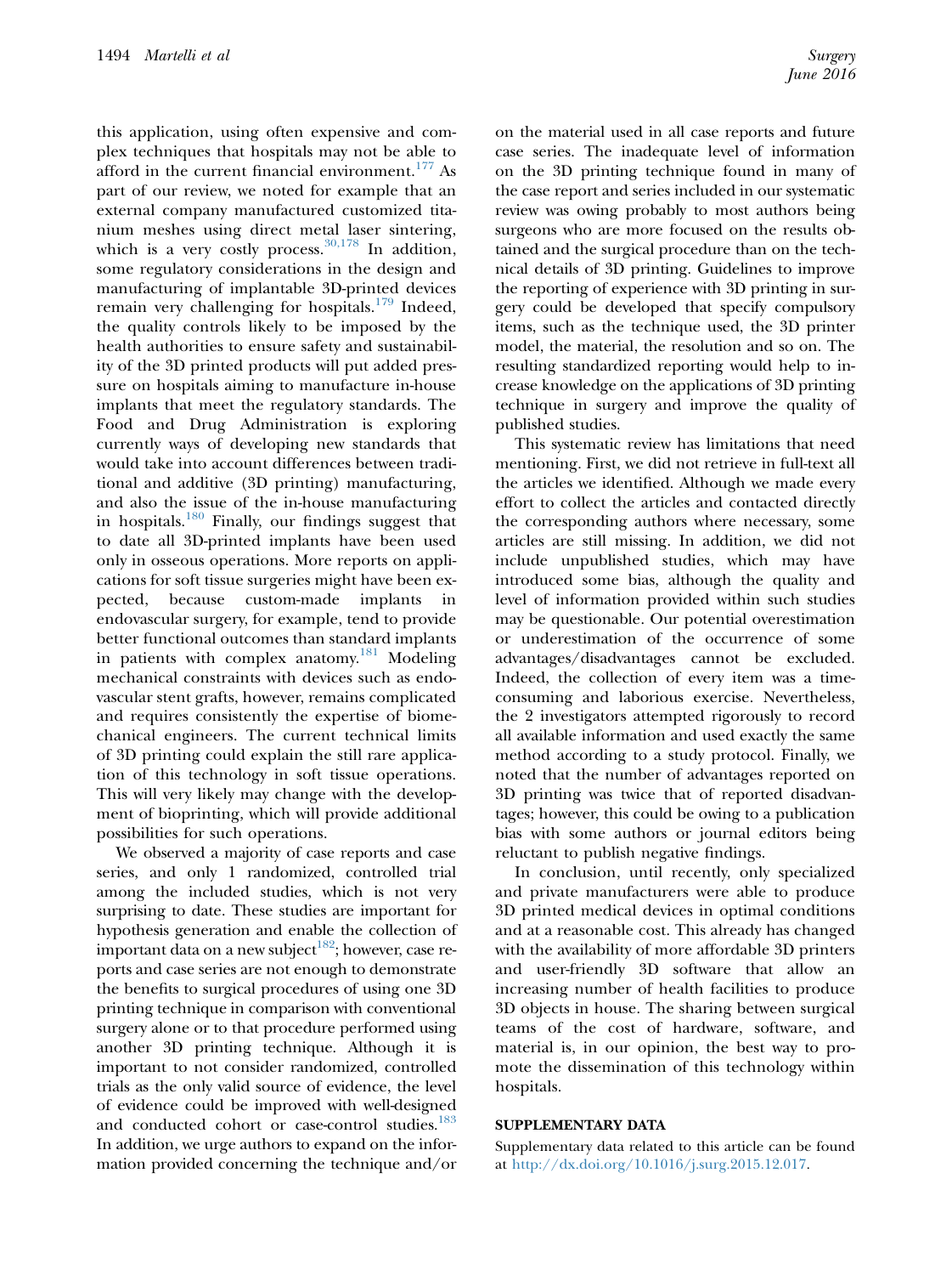this application, using often expensive and complex techniques that hospitals may not be able to afford in the current financial environment.[177] As part of our review, we noted for example that an external company manufactured customized titanium meshes using direct metal laser sintering, which is a very costly process.[30,178] In addition, some regulatory considerations in the design and manufacturing of implantable 3D-printed devices remain very challenging for hospitals.[179] Indeed, the quality controls likely to be imposed by the health authorities to ensure safety and sustainability of the 3D printed products will put added pressure on hospitals aiming to manufacture in-house implants that meet the regulatory standards. The Food and Drug Administration is exploring currently ways of developing new standards that would take into account differences between traditional and additive (3D printing) manufacturing, and also the issue of the in-house manufacturing in hospitals.[180] Finally, our findings suggest that to date all 3D-printed implants have been used only in osseous operations. More reports on applications for soft tissue surgeries might have been expected, because custom-made implants in endovascular surgery, for example, tend to provide better functional outcomes than standard implants in patients with complex anatomy.[181] Modeling mechanical constraints with devices such as endovascular stent grafts, however, remains complicated and requires consistently the expertise of biomechanical engineers. The current technical limits of 3D printing could explain the still rare application of this technology in soft tissue operations. This will very likely may change with the development of bioprinting, which will provide additional possibilities for such operations.

We observed a majority of case reports and case series, and only 1 randomized, controlled trial among the included studies, which is not very surprising to date. These studies are important for hypothesis generation and enable the collection of important data on a new subject[182]; however, case reports and case series are not enough to demonstrate the benefits to surgical procedures of using one 3D printing technique in comparison with conventional surgery alone or to that procedure performed using another 3D printing technique. Although it is important to not consider randomized, controlled trials as the only valid source of evidence, the level of evidence could be improved with well-designed and conducted cohort or case-control studies.[183] In addition, we urge authors to expand on the information provided concerning the technique and/or on the material used in all case reports and future case series. The inadequate level of information on the 3D printing technique found in many of the case report and series included in our systematic review was owing probably to most authors being surgeons who are more focused on the results obtained and the surgical procedure than on the technical details of 3D printing. Guidelines to improve the reporting of experience with 3D printing in surgery could be developed that specify compulsory items, such as the technique used, the 3D printer model, the material, the resolution and so on. The resulting standardized reporting would help to increase knowledge on the applications of 3D printing technique in surgery and improve the quality of published studies.

This systematic review has limitations that need mentioning. First, we did not retrieve in full-text all the articles we identified. Although we made every effort to collect the articles and contacted directly the corresponding authors where necessary, some articles are still missing. In addition, we did not include unpublished studies, which may have introduced some bias, although the quality and level of information provided within such studies may be questionable. Our potential overestimation or underestimation of the occurrence of some advantages/disadvantages cannot be excluded. Indeed, the collection of every item was a time-consuming and laborious exercise. Nevertheless, the 2 investigators attempted rigorously to record all available information and used exactly the same method according to a study protocol. Finally, we noted that the number of advantages reported on 3D printing was twice that of reported disadvantages; however, this could be owing to a publication bias with some authors or journal editors being reluctant to publish negative findings.

In conclusion, until recently, only specialized and private manufacturers were able to produce 3D printed medical devices in optimal conditions and at a reasonable cost. This already has changed with the availability of more affordable 3D printers and user-friendly 3D software that allow an increasing number of health facilities to produce 3D objects in house. The sharing between surgical teams of the cost of hardware, software, and material is, in our opinion, the best way to promote the dissemination of this technology within hospitals.

## SUPPLEMENTARY DATA

Supplementary data related to this article can be found at http://dx.doi.org/10.1016/j.surg.2015.12.017.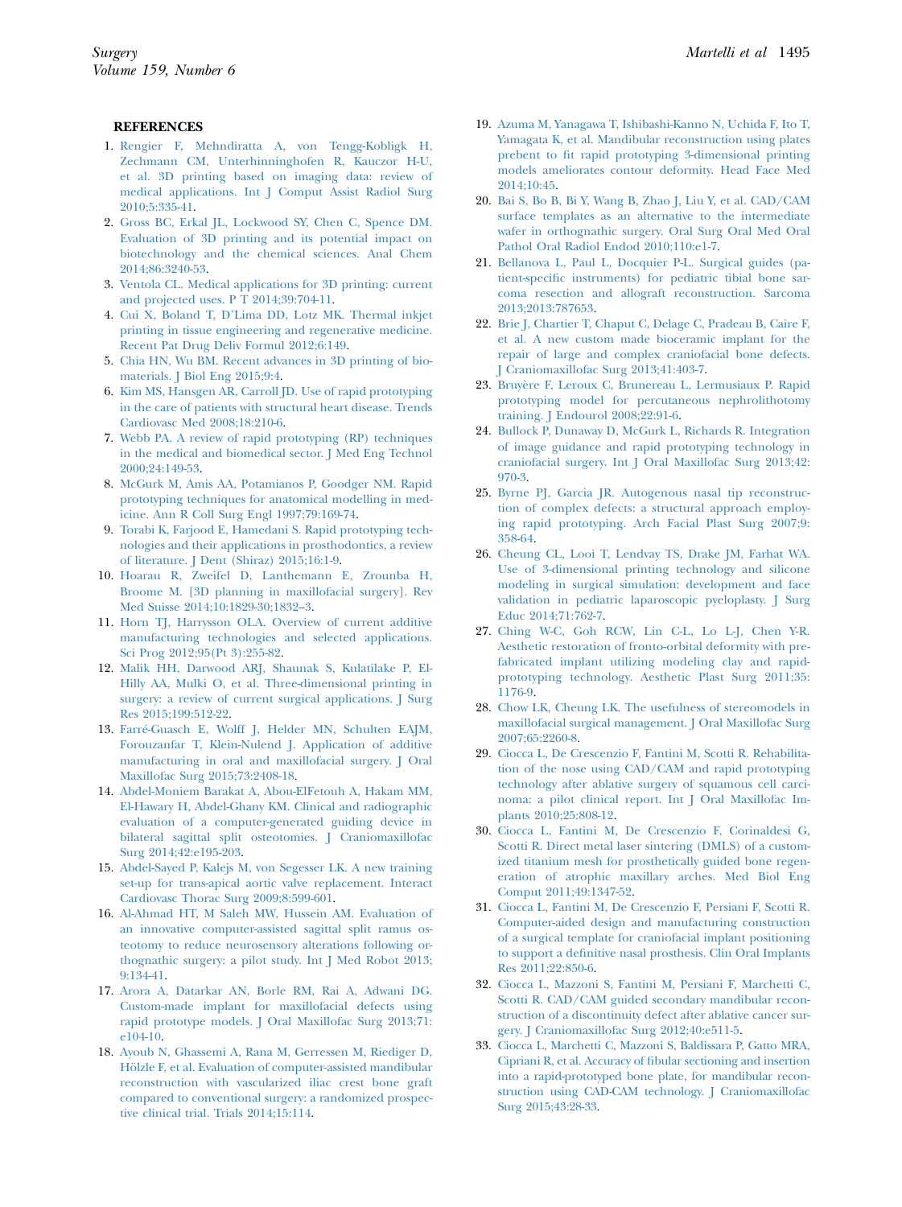## REFERENCES

1. Rengier F, Mehndiratta A, von Tengg-Kobligk H, Zechmann CM, Unterhinninghofen R, Kauczor H-U, et al. 3D printing based on imaging data: review of medical applications. Int J Comput Assist Radiol Surg 2010;5:335-41.
2. Gross BC, Erkal JL, Lockwood SY, Chen C, Spence DM. Evaluation of 3D printing and its potential impact on biotechnology and the chemical sciences. Anal Chem 2014;86:3240-53.
3. Ventola CL. Medical applications for 3D printing: current and projected uses. P T 2014;39:704-11.
4. Cui X, Boland T, D'Lima DD, Lotz MK. Thermal inkjet printing in tissue engineering and regenerative medicine. Recent Pat Drug Deliv Formul 2012;6:149.
5. Chia HN, Wu BM. Recent advances in 3D printing of biomaterials. J Biol Eng 2015;9:4.
6. Kim MS, Hansgen AR, Carroll JD. Use of rapid prototyping in the care of patients with structural heart disease. Trends Cardiovasc Med 2008;18:210-6.
7. Webb PA. A review of rapid prototyping (RP) techniques in the medical and biomedical sector. J Med Eng Technol 2000;24:149-53.
8. McGurk M, Amis AA, Potamianos P, Goodger NM. Rapid prototyping techniques for anatomical modelling in medicine. Ann R Coll Surg Engl 1997;79:169-74.
9. Torabi K, Farjood E, Hamedani S. Rapid prototyping technologies and their applications in prosthodontics, a review of literature. J Dent (Shiraz) 2015;16:1-9.
10. Hoarau R, Zweifel D, Lanthemann E, Zrounba H, Broome M. [3D planning in maxillofacial surgery]. Rev Med Suisse 2014;10:1829-30;1832–3.
11. Horn TJ, Harrysson OLA. Overview of current additive manufacturing technologies and selected applications. Sci Prog 2012;95(Pt 3):255-82.
12. Malik HH, Darwood ARJ, Shaunak S, Kulatilake P, El-Hilly AA, Mulki O, et al. Three-dimensional printing in surgery: a review of current surgical applications. J Surg Res 2015;199:512-22.
13. Farré-Guasch E, Wolff J, Helder MN, Schulten EAJM, Forouzanfar T, Klein-Nulend J. Application of additive manufacturing in oral and maxillofacial surgery. J Oral Maxillofac Surg 2015;73:2408-18.
14. Abdel-Moniem Barakat A, Abou-ElFetouh A, Hakam MM, El-Hawary H, Abdel-Ghany KM. Clinical and radiographic evaluation of a computer-generated guiding device in bilateral sagittal split osteotomies. J Craniomaxillofac Surg 2014;42:e195-203.
15. Abdel-Sayed P, Kalejs M, von Segesser LK. A new training set-up for trans-apical aortic valve replacement. Interact Cardiovasc Thorac Surg 2009;8:599-601.
16. Al-Ahmad HT, M Saleh MW, Hussein AM. Evaluation of an innovative computer-assisted sagittal split ramus osteotomy to reduce neurosensory alterations following orthognathic surgery: a pilot study. Int J Med Robot 2013;9:134-41.
17. Arora A, Datarkar AN, Borle RM, Rai A, Adwani DG. Custom-made implant for maxillofacial defects using rapid prototype models. J Oral Maxillofac Surg 2013;71:e104-10.
18. Ayoub N, Ghassemi A, Rana M, Gerressen M, Riediger D, Hölzle F, et al. Evaluation of computer-assisted mandibular reconstruction with vascularized iliac crest bone graft compared to conventional surgery: a randomized prospective clinical trial. Trials 2014;15:114.
19. Azuma M, Yanagawa T, Ishibashi-Kanno N, Uchida F, Ito T, Yamagata K, et al. Mandibular reconstruction using plates prebent to fit rapid prototyping 3-dimensional printing models ameliorates contour deformity. Head Face Med 2014;10:45.
20. Bai S, Bo B, Bi Y, Wang B, Zhao J, Liu Y, et al. CAD/CAM surface templates as an alternative to the intermediate wafer in orthognathic surgery. Oral Surg Oral Med Oral Pathol Oral Radiol Endod 2010;110:e1-7.
21. Bellanova L, Paul L, Docquier P-L. Surgical guides (patient-specific instruments) for pediatric tibial bone sarcoma resection and allograft reconstruction. Sarcoma 2013;2013:787653.
22. Brie J, Chartier T, Chaput C, Delage C, Pradeau B, Caire F, et al. A new custom made bioceramic implant for the repair of large and complex craniofacial bone defects. J Craniomaxillofac Surg 2013;41:403-7.
23. Bruyère F, Leroux C, Brunereau L, Lermusiaux P. Rapid prototyping model for percutaneous nephrolithotomy training. J Endourol 2008;22:91-6.
24. Bullock P, Dunaway D, McGurk L, Richards R. Integration of image guidance and rapid prototyping technology in craniofacial surgery. Int J Oral Maxillofac Surg 2013;42:970-3.
25. Byrne PJ, Garcia JR. Autogenous nasal tip reconstruction of complex defects: a structural approach employing rapid prototyping. Arch Facial Plast Surg 2007;9:358-64.
26. Cheung CL, Looi T, Lendvay TS, Drake JM, Farhat WA. Use of 3-dimensional printing technology and silicone modeling in surgical simulation: development and face validation in pediatric laparoscopic pyeloplasty. J Surg Educ 2014;71:762-7.
27. Ching W-C, Goh RCW, Lin C-L, Lo L-J, Chen Y-R. Aesthetic restoration of fronto-orbital deformity with prefabricated implant utilizing modeling clay and rapid-prototyping technology. Aesthetic Plast Surg 2011;35:1176-9.
28. Chow LK, Cheung LK. The usefulness of stereomodels in maxillofacial surgical management. J Oral Maxillofac Surg 2007;65:2260-8.
29. Ciocca L, De Crescenzio F, Fantini M, Scotti R. Rehabilitation of the nose using CAD/CAM and rapid prototyping technology after ablative surgery of squamous cell carcinoma: a pilot clinical report. Int J Oral Maxillofac Implants 2010;25:808-12.
30. Ciocca L, Fantini M, De Crescenzio F, Corinaldesi G, Scotti R. Direct metal laser sintering (DMLS) of a customized titanium mesh for prosthetically guided bone regeneration of atrophic maxillary arches. Med Biol Eng Comput 2011;49:1347-52.
31. Ciocca L, Fantini M, De Crescenzio F, Persiani F, Scotti R. Computer-aided design and manufacturing construction of a surgical template for craniofacial implant positioning to support a definitive nasal prosthesis. Clin Oral Implants Res 2011;22:850-6.
32. Ciocca L, Mazzoni S, Fantini M, Persiani F, Marchetti C, Scotti R. CAD/CAM guided secondary mandibular reconstruction of a discontinuity defect after ablative cancer surgery. J Craniomaxillofac Surg 2012;40:e511-5.
33. Ciocca L, Marchetti C, Mazzoni S, Baldissara P, Gatto MRA, Cipriani R, et al. Accuracy of fibular sectioning and insertion into a rapid-prototyped bone plate, for mandibular reconstruction using CAD-CAM technology. J Craniomaxillofac Surg 2015;43:28-33.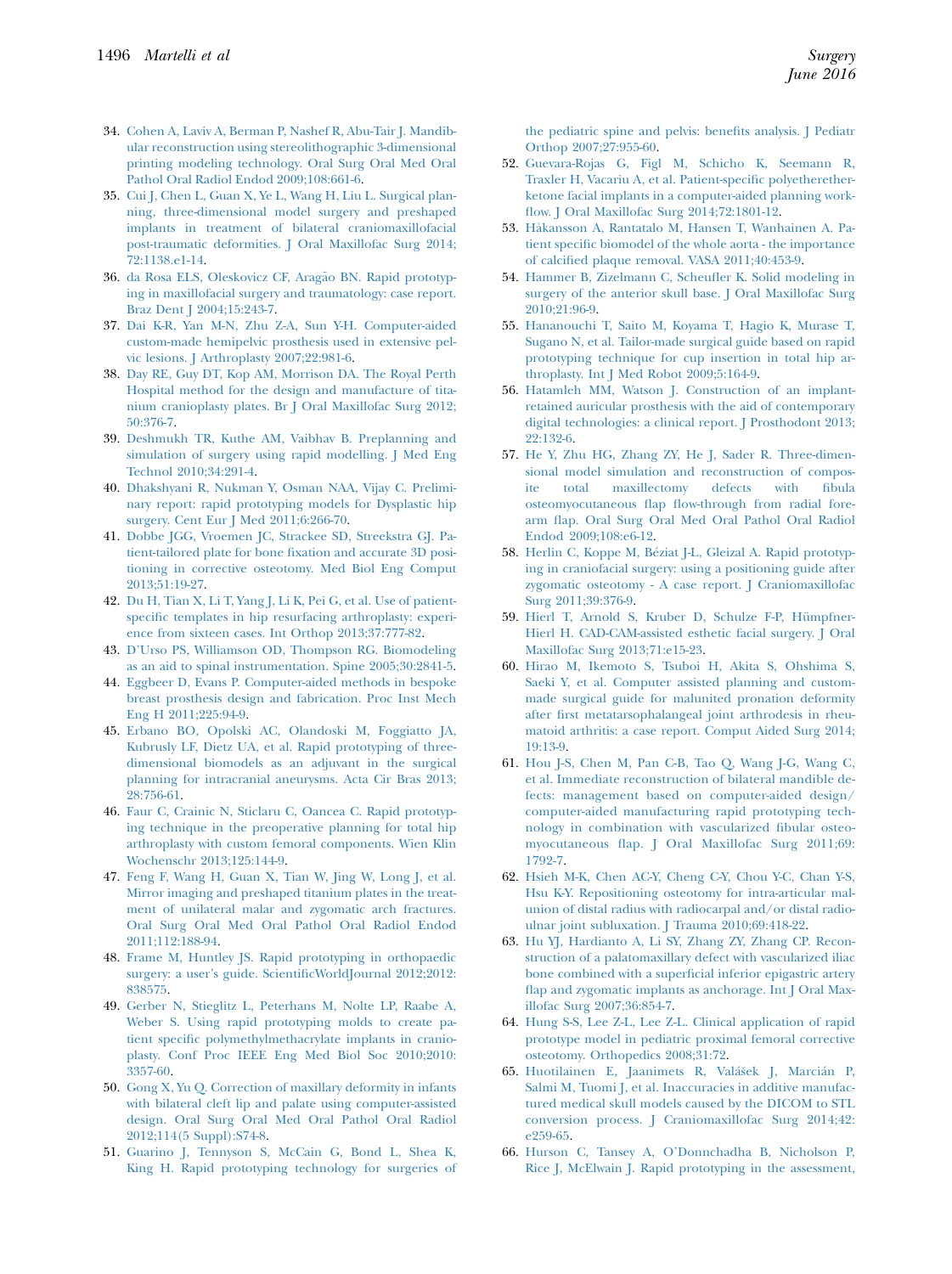34. Cohen A, Laviv A, Berman P, Nashef R, Abu-Tair J. Mandibular reconstruction using stereolithographic 3-dimensional printing modeling technology. Oral Surg Oral Med Oral Pathol Oral Radiol Endod 2009;108:661-6.
35. Cui J, Chen L, Guan X, Ye L, Wang H, Liu L. Surgical planning, three-dimensional model surgery and preshaped implants in treatment of bilateral craniomaxillofacial post-traumatic deformities. J Oral Maxillofac Surg 2014; 72:1138.e1-14.
36. da Rosa ELS, Oleskovicz CF, Aragão BN. Rapid prototyping in maxillofacial surgery and traumatology: case report. Braz Dent J 2004;15:243-7.
37. Dai K-R, Yan M-N, Zhu Z-A, Sun Y-H. Computer-aided custom-made hemipelvic prosthesis used in extensive pelvic lesions. J Arthroplasty 2007;22:981-6.
38. Day RE, Guy DT, Kop AM, Morrison DA. The Royal Perth Hospital method for the design and manufacture of titanium cranioplasty plates. Br J Oral Maxillofac Surg 2012; 50:376-7.
39. Deshmukh TR, Kuthe AM, Vaibhav B. Preplanning and simulation of surgery using rapid modelling. J Med Eng Technol 2010;34:291-4.
40. Dhakshyani R, Nukman Y, Osman NAA, Vijay C. Preliminary report: rapid prototyping models for Dysplastic hip surgery. Cent Eur J Med 2011;6:266-70.
41. Dobbe JGG, Vroemen JC, Strackee SD, Streekstra GJ. Patient-tailored plate for bone fixation and accurate 3D positioning in corrective osteotomy. Med Biol Eng Comput 2013;51:19-27.
42. Du H, Tian X, Li T, Yang J, Li K, Pei G, et al. Use of patient-specific templates in hip resurfacing arthroplasty: experience from sixteen cases. Int Orthop 2013;37:777-82.
43. D'Urso PS, Williamson OD, Thompson RG. Biomodeling as an aid to spinal instrumentation. Spine 2005;30:2841-5.
44. Eggbeer D, Evans P. Computer-aided methods in bespoke breast prosthesis design and fabrication. Proc Inst Mech Eng H 2011;225:94-9.
45. Erbano BO, Opolski AC, Olandoski M, Foggiatto JA, Kubrusly LF, Dietz UA, et al. Rapid prototyping of three-dimensional biomodels as an adjuvant in the surgical planning for intracranial aneurysms. Acta Cir Bras 2013; 28:756-61.
46. Faur C, Crainic N, Sticlaru C, Oancea C. Rapid prototyping technique in the preoperative planning for total hip arthroplasty with custom femoral components. Wien Klin Wochenschr 2013;125:144-9.
47. Feng F, Wang H, Guan X, Tian W, Jing W, Long J, et al. Mirror imaging and preshaped titanium plates in the treatment of unilateral malar and zygomatic arch fractures. Oral Surg Oral Med Oral Pathol Oral Radiol Endod 2011;112:188-94.
48. Frame M, Huntley JS. Rapid prototyping in orthopaedic surgery: a user's guide. ScientificWorldJournal 2012;2012: 838575.
49. Gerber N, Stieglitz L, Peterhans M, Nolte LP, Raabe A, Weber S. Using rapid prototyping molds to create patient specific polymethylmethacrylate implants in cranioplasty. Conf Proc IEEE Eng Med Biol Soc 2010;2010: 3357-60.
50. Gong X, Yu Q. Correction of maxillary deformity in infants with bilateral cleft lip and palate using computer-assisted design. Oral Surg Oral Med Oral Pathol Oral Radiol 2012;114(5 Suppl):S74-8.
51. Guarino J, Tennyson S, McCain G, Bond L, Shea K, King H. Rapid prototyping technology for surgeries of the pediatric spine and pelvis: benefits analysis. J Pediatr Orthop 2007;27:955-60.
52. Guevara-Rojas G, Figl M, Schicho K, Seemann R, Traxler H, Vacariu A, et al. Patient-specific polyetheretherketone facial implants in a computer-aided planning workflow. J Oral Maxillofac Surg 2014;72:1801-12.
53. Håkansson A, Rantatalo M, Hansen T, Wanhainen A. Patient specific biomodel of the whole aorta - the importance of calcified plaque removal. VASA 2011;40:453-9.
54. Hammer B, Zizelmann C, Scheufler K. Solid modeling in surgery of the anterior skull base. J Oral Maxillofac Surg 2010;21:96-9.
55. Hananouchi T, Saito M, Koyama T, Hagio K, Murase T, Sugano N, et al. Tailor-made surgical guide based on rapid prototyping technique for cup insertion in total hip arthroplasty. Int J Med Robot 2009;5:164-9.
56. Hatamleh MM, Watson J. Construction of an implant-retained auricular prosthesis with the aid of contemporary digital technologies: a clinical report. J Prosthodont 2013; 22:132-6.
57. He Y, Zhu HG, Zhang ZY, He J, Sader R. Three-dimensional model simulation and reconstruction of composite total maxillectomy defects with fibula osteomyocutaneous flap flow-through from radial forearm flap. Oral Surg Oral Med Oral Pathol Oral Radiol Endod 2009;108:e6-12.
58. Herlin C, Koppe M, Béziat J-L, Gleizal A. Rapid prototyping in craniofacial surgery: using a positioning guide after zygomatic osteotomy - A case report. J Craniomaxillofac Surg 2011;39:376-9.
59. Hierl T, Arnold S, Kruber D, Schulze F-P, Hümpfner-Hierl H. CAD-CAM-assisted esthetic facial surgery. J Oral Maxillofac Surg 2013;71:e15-23.
60. Hirao M, Ikemoto S, Tsuboi H, Akita S, Ohshima S, Saeki Y, et al. Computer assisted planning and custom-made surgical guide for malunited pronation deformity after first metatarsophalangeal joint arthrodesis in rheumatoid arthritis: a case report. Comput Aided Surg 2014; 19:13-9.
61. Hou J-S, Chen M, Pan C-B, Tao Q, Wang J-G, Wang C, et al. Immediate reconstruction of bilateral mandible defects: management based on computer-aided design/computer-aided manufacturing rapid prototyping technology in combination with vascularized fibular osteomyocutaneous flap. J Oral Maxillofac Surg 2011;69: 1792-7.
62. Hsieh M-K, Chen AC-Y, Cheng C-Y, Chou Y-C, Chan Y-S, Hsu K-Y. Repositioning osteotomy for intra-articular malunion of distal radius with radiocarpal and/or distal radioulnar joint subluxation. J Trauma 2010;69:418-22.
63. Hu YJ, Hardianto A, Li SY, Zhang ZY, Zhang CP. Reconstruction of a palatomaxillary defect with vascularized iliac bone combined with a superficial inferior epigastric artery flap and zygomatic implants as anchorage. Int J Oral Maxillofac Surg 2007;36:854-7.
64. Hung S-S, Lee Z-L, Lee Z-L. Clinical application of rapid prototype model in pediatric proximal femoral corrective osteotomy. Orthopedics 2008;31:72.
65. Huotilainen E, Jaanimets R, Valášek J, Marcián P, Salmi M, Tuomi J, et al. Inaccuracies in additive manufactured medical skull models caused by the DICOM to STL conversion process. J Craniomaxillofac Surg 2014;42: e259-65.
66. Hurson C, Tansey A, O'Donnchadha B, Nicholson P, Rice J, McElwain J. Rapid prototyping in the assessment,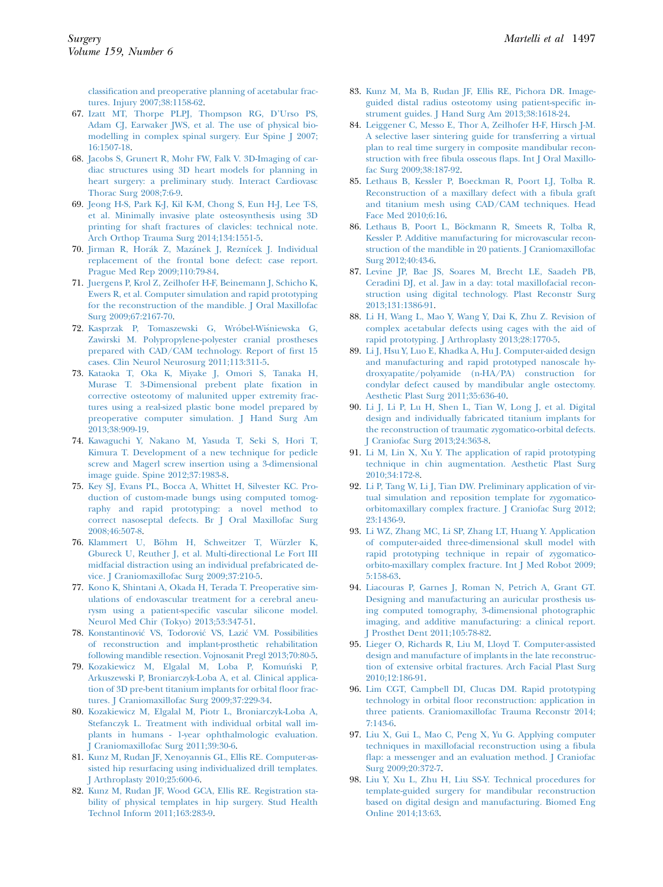classification and preoperative planning of acetabular fractures. Injury 2007;38:1158-62.

67. Izatt MT, Thorpe PLPJ, Thompson RG, D'Urso PS, Adam CJ, Earwaker JWS, et al. The use of physical biomodelling in complex spinal surgery. Eur Spine J 2007; 16:1507-18.
68. Jacobs S, Grunert R, Mohr FW, Falk V. 3D-Imaging of cardiac structures using 3D heart models for planning in heart surgery: a preliminary study. Interact Cardiovasc Thorac Surg 2008;7:6-9.
69. Jeong H-S, Park K-J, Kil K-M, Chong S, Eun H-J, Lee T-S, et al. Minimally invasive plate osteosynthesis using 3D printing for shaft fractures of clavicles: technical note. Arch Orthop Trauma Surg 2014;134:1551-5.
70. Jirman R, Horák Z, Mazánek J, Reznícek J. Individual replacement of the frontal bone defect: case report. Prague Med Rep 2009;110:79-84.
71. Juergens P, Krol Z, Zeilhofer H-F, Beinemann J, Schicho K, Ewers R, et al. Computer simulation and rapid prototyping for the reconstruction of the mandible. J Oral Maxillofac Surg 2009;67:2167-70.
72. Kasprzak P, Tomaszewski G, Wróbel-Wiśniewska G, Zawirski M. Polypropylene-polyester cranial prostheses prepared with CAD/CAM technology. Report of first 15 cases. Clin Neurol Neurosurg 2011;113:311-5.
73. Kataoka T, Oka K, Miyake J, Omori S, Tanaka H, Murase T. 3-Dimensional prebent plate fixation in corrective osteotomy of malunited upper extremity fractures using a real-sized plastic bone model prepared by preoperative computer simulation. J Hand Surg Am 2013;38:909-19.
74. Kawaguchi Y, Nakano M, Yasuda T, Seki S, Hori T, Kimura T. Development of a new technique for pedicle screw and Magerl screw insertion using a 3-dimensional image guide. Spine 2012;37:1983-8.
75. Key SJ, Evans PL, Bocca A, Whittet H, Silvester KC. Production of custom-made bungs using computed tomography and rapid prototyping: a novel method to correct nasoseptal defects. Br J Oral Maxillofac Surg 2008;46:507-8.
76. Klammert U, Böhm H, Schweitzer T, Würzler K, Gbureck U, Reuther J, et al. Multi-directional Le Fort III midfacial distraction using an individual prefabricated device. J Craniomaxillofac Surg 2009;37:210-5.
77. Kono K, Shintani A, Okada H, Terada T. Preoperative simulations of endovascular treatment for a cerebral aneurysm using a patient-specific vascular silicone model. Neurol Med Chir (Tokyo) 2013;53:347-51.
78. Konstantinović VS, Todorović VS, Lazić VM. Possibilities of reconstruction and implant-prosthetic rehabilitation following mandible resection. Vojnosanit Pregl 2013;70:80-5.
79. Kozakiewicz M, Elgalal M, Loba P, Komuński P, Arkuszewski P, Broniarczyk-Loba A, et al. Clinical application of 3D pre-bent titanium implants for orbital floor fractures. J Craniomaxillofac Surg 2009;37:229-34.
80. Kozakiewicz M, Elgalal M, Piotr L, Broniarczyk-Loba A, Stefanczyk L. Treatment with individual orbital wall implants in humans - 1-year ophthalmologic evaluation. J Craniomaxillofac Surg 2011;39:30-6.
81. Kunz M, Rudan JF, Xenoyannis GL, Ellis RE. Computer-assisted hip resurfacing using individualized drill templates. J Arthroplasty 2010;25:600-6.
82. Kunz M, Rudan JF, Wood GCA, Ellis RE. Registration stability of physical templates in hip surgery. Stud Health Technol Inform 2011;163:283-9.
83. Kunz M, Ma B, Rudan JF, Ellis RE, Pichora DR. Image-guided distal radius osteotomy using patient-specific instrument guides. J Hand Surg Am 2013;38:1618-24.
84. Leiggener C, Messo E, Thor A, Zeilhofer H-F, Hirsch J-M. A selective laser sintering guide for transferring a virtual plan to real time surgery in composite mandibular reconstruction with free fibula osseous flaps. Int J Oral Maxillofac Surg 2009;38:187-92.
85. Lethaus B, Kessler P, Boeckman R, Poort LJ, Tolba R. Reconstruction of a maxillary defect with a fibula graft and titanium mesh using CAD/CAM techniques. Head Face Med 2010;6:16.
86. Lethaus B, Poort L, Böckmann R, Smeets R, Tolba R, Kessler P. Additive manufacturing for microvascular reconstruction of the mandible in 20 patients. J Craniomaxillofac Surg 2012;40:43-6.
87. Levine JP, Bae JS, Soares M, Brecht LE, Saadeh PB, Ceradini DJ, et al. Jaw in a day: total maxillofacial reconstruction using digital technology. Plast Reconstr Surg 2013;131:1386-91.
88. Li H, Wang L, Mao Y, Wang Y, Dai K, Zhu Z. Revision of complex acetabular defects using cages with the aid of rapid prototyping. J Arthroplasty 2013;28:1770-5.
89. Li J, Hsu Y, Luo E, Khadka A, Hu J. Computer-aided design and manufacturing and rapid prototyped nanoscale hydroxyapatite/polyamide (n-HA/PA) construction for condylar defect caused by mandibular angle ostectomy. Aesthetic Plast Surg 2011;35:636-40.
90. Li J, Li P, Lu H, Shen L, Tian W, Long J, et al. Digital design and individually fabricated titanium implants for the reconstruction of traumatic zygomatico-orbital defects. J Craniofac Surg 2013;24:363-8.
91. Li M, Lin X, Xu Y. The application of rapid prototyping technique in chin augmentation. Aesthetic Plast Surg 2010;34:172-8.
92. Li P, Tang W, Li J, Tian DW. Preliminary application of virtual simulation and reposition template for zygomatico-orbitomaxillary complex fracture. J Craniofac Surg 2012; 23:1436-9.
93. Li WZ, Zhang MC, Li SP, Zhang LT, Huang Y. Application of computer-aided three-dimensional skull model with rapid prototyping technique in repair of zygomatico-orbito-maxillary complex fracture. Int J Med Robot 2009; 5:158-63.
94. Liacouras P, Garnes J, Roman N, Petrich A, Grant GT. Designing and manufacturing an auricular prosthesis using computed tomography, 3-dimensional photographic imaging, and additive manufacturing: a clinical report. J Prosthet Dent 2011;105:78-82.
95. Lieger O, Richards R, Liu M, Lloyd T. Computer-assisted design and manufacture of implants in the late reconstruction of extensive orbital fractures. Arch Facial Plast Surg 2010;12:186-91.
96. Lim CGT, Campbell DI, Clucas DM. Rapid prototyping technology in orbital floor reconstruction: application in three patients. Craniomaxillofac Trauma Reconstr 2014; 7:143-6.
97. Liu X, Gui L, Mao C, Peng X, Yu G. Applying computer techniques in maxillofacial reconstruction using a fibula flap: a messenger and an evaluation method. J Craniofac Surg 2009;20:372-7.
98. Liu Y, Xu L, Zhu H, Liu SS-Y. Technical procedures for template-guided surgery for mandibular reconstruction based on digital design and manufacturing. Biomed Eng Online 2014;13:63.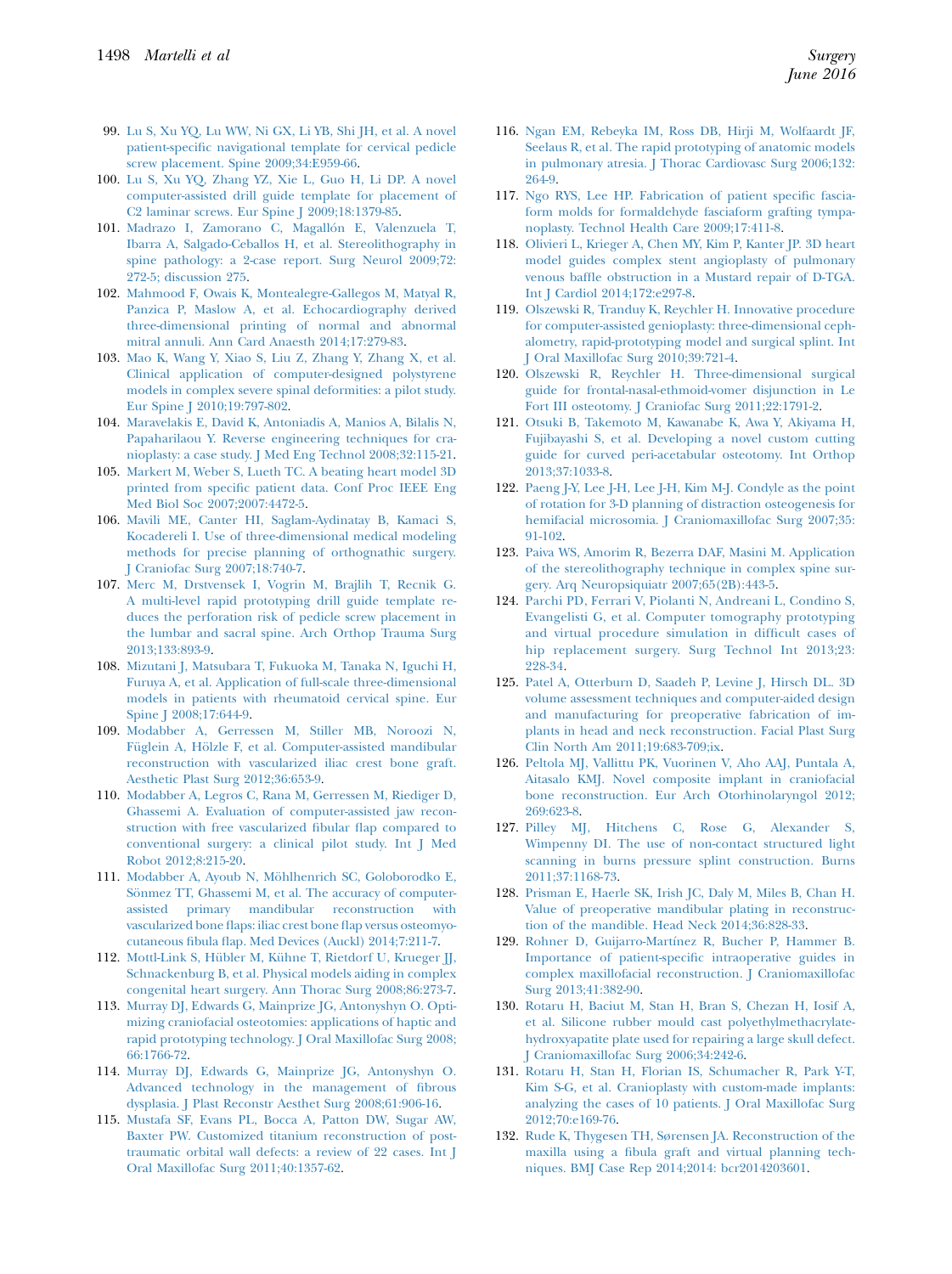99. Lu S, Xu YQ, Lu WW, Ni GX, Li YB, Shi JH, et al. A novel patient-specific navigational template for cervical pedicle screw placement. Spine 2009;34:E959-66.
100. Lu S, Xu YQ, Zhang YZ, Xie L, Guo H, Li DP. A novel computer-assisted drill guide template for placement of C2 laminar screws. Eur Spine J 2009;18:1379-85.
101. Madrazo I, Zamorano C, Magallón E, Valenzuela T, Ibarra A, Salgado-Ceballos H, et al. Stereolithography in spine pathology: a 2-case report. Surg Neurol 2009;72:272-5; discussion 275.
102. Mahmood F, Owais K, Montealegre-Gallegos M, Matyal R, Panzica P, Maslow A, et al. Echocardiography derived three-dimensional printing of normal and abnormal mitral annuli. Ann Card Anaesth 2014;17:279-83.
103. Mao K, Wang Y, Xiao S, Liu Z, Zhang Y, Zhang X, et al. Clinical application of computer-designed polystyrene models in complex severe spinal deformities: a pilot study. Eur Spine J 2010;19:797-802.
104. Maravelakis E, David K, Antoniadis A, Manios A, Bilalis N, Papaharilaou Y. Reverse engineering techniques for cranioplasty: a case study. J Med Eng Technol 2008;32:115-21.
105. Markert M, Weber S, Lueth TC. A beating heart model 3D printed from specific patient data. Conf Proc IEEE Eng Med Biol Soc 2007;2007:4472-5.
106. Mavili ME, Canter HI, Saglam-Aydinatay B, Kamaci S, Kocadereli I. Use of three-dimensional medical modeling methods for precise planning of orthognathic surgery. J Craniofac Surg 2007;18:740-7.
107. Merc M, Drstvensek I, Vogrin M, Brajlih T, Recnik G. A multi-level rapid prototyping drill guide template reduces the perforation risk of pedicle screw placement in the lumbar and sacral spine. Arch Orthop Trauma Surg 2013;133:893-9.
108. Mizutani J, Matsubara T, Fukuoka M, Tanaka N, Iguchi H, Furuya A, et al. Application of full-scale three-dimensional models in patients with rheumatoid cervical spine. Eur Spine J 2008;17:644-9.
109. Modabber A, Gerressen M, Stiller MB, Noroozi N, Füglein A, Hölzle F, et al. Computer-assisted mandibular reconstruction with vascularized iliac crest bone graft. Aesthetic Plast Surg 2012;36:653-9.
110. Modabber A, Legros C, Rana M, Gerressen M, Riediger D, Ghassemi A. Evaluation of computer-assisted jaw reconstruction with free vascularized fibular flap compared to conventional surgery: a clinical pilot study. Int J Med Robot 2012;8:215-20.
111. Modabber A, Ayoub N, Möhlhenrich SC, Goloborodko E, Sönmez TT, Ghassemi M, et al. The accuracy of computer-assisted primary mandibular reconstruction with vascularized bone flaps: iliac crest bone flap versus osteomyocutaneous fibula flap. Med Devices (Auckl) 2014;7:211-7.
112. Mottl-Link S, Hübler M, Kühne T, Rietdorf U, Krueger JJ, Schnackenburg B, et al. Physical models aiding in complex congenital heart surgery. Ann Thorac Surg 2008;86:273-7.
113. Murray DJ, Edwards G, Mainprize JG, Antonyshyn O. Optimizing craniofacial osteotomies: applications of haptic and rapid prototyping technology. J Oral Maxillofac Surg 2008;66:1766-72.
114. Murray DJ, Edwards G, Mainprize JG, Antonyshyn O. Advanced technology in the management of fibrous dysplasia. J Plast Reconstr Aesthet Surg 2008;61:906-16.
115. Mustafa SF, Evans PL, Bocca A, Patton DW, Sugar AW, Baxter PW. Customized titanium reconstruction of post-traumatic orbital wall defects: a review of 22 cases. Int J Oral Maxillofac Surg 2011;40:1357-62.
116. Ngan EM, Rebeyka IM, Ross DB, Hirji M, Wolfaardt JF, Seelaus R, et al. The rapid prototyping of anatomic models in pulmonary atresia. J Thorac Cardiovasc Surg 2006;132:264-9.
117. Ngo RYS, Lee HP. Fabrication of patient specific fasciaform molds for formaldehyde fasciaform grafting tympanoplasty. Technol Health Care 2009;17:411-8.
118. Olivieri L, Krieger A, Chen MY, Kim P, Kanter JP. 3D heart model guides complex stent angioplasty of pulmonary venous baffle obstruction in a Mustard repair of D-TGA. Int J Cardiol 2014;172:e297-8.
119. Olszewski R, Tranduy K, Reychler H. Innovative procedure for computer-assisted genioplasty: three-dimensional cephalometry, rapid-prototyping model and surgical splint. Int J Oral Maxillofac Surg 2010;39:721-4.
120. Olszewski R, Reychler H. Three-dimensional surgical guide for frontal-nasal-ethmoid-vomer disjunction in Le Fort III osteotomy. J Craniofac Surg 2011;22:1791-2.
121. Otsuki B, Takemoto M, Kawanabe K, Awa Y, Akiyama H, Fujibayashi S, et al. Developing a novel custom cutting guide for curved peri-acetabular osteotomy. Int Orthop 2013;37:1033-8.
122. Paeng J-Y, Lee J-H, Lee J-H, Kim M-J. Condyle as the point of rotation for 3-D planning of distraction osteogenesis for hemifacial microsomia. J Craniomaxillofac Surg 2007;35:91-102.
123. Paiva WS, Amorim R, Bezerra DAF, Masini M. Application of the stereolithography technique in complex spine surgery. Arq Neuropsiquiatr 2007;65(2B):443-5.
124. Parchi PD, Ferrari V, Piolanti N, Andreani L, Condino S, Evangelisti G, et al. Computer tomography prototyping and virtual procedure simulation in difficult cases of hip replacement surgery. Surg Technol Int 2013;23:228-34.
125. Patel A, Otterburn D, Saadeh P, Levine J, Hirsch DL. 3D volume assessment techniques and computer-aided design and manufacturing for preoperative fabrication of implants in head and neck reconstruction. Facial Plast Surg Clin North Am 2011;19:683-709;ix.
126. Peltola MJ, Vallittu PK, Vuorinen V, Aho AAJ, Puntala A, Aitasalo KMJ. Novel composite implant in craniofacial bone reconstruction. Eur Arch Otorhinolaryngol 2012;269:623-8.
127. Pilley MJ, Hitchens C, Rose G, Alexander S, Wimpenny DI. The use of non-contact structured light scanning in burns pressure splint construction. Burns 2011;37:1168-73.
128. Prisman E, Haerle SK, Irish JC, Daly M, Miles B, Chan H. Value of preoperative mandibular plating in reconstruction of the mandible. Head Neck 2014;36:828-33.
129. Rohner D, Guijarro-Martínez R, Bucher P, Hammer B. Importance of patient-specific intraoperative guides in complex maxillofacial reconstruction. J Craniomaxillofac Surg 2013;41:382-90.
130. Rotaru H, Baciut M, Stan H, Bran S, Chezan H, Iosif A, et al. Silicone rubber mould cast polyethylmethacrylate-hydroxyapatite plate used for repairing a large skull defect. J Craniomaxillofac Surg 2006;34:242-6.
131. Rotaru H, Stan H, Florian IS, Schumacher R, Park Y-T, Kim S-G, et al. Cranioplasty with custom-made implants: analyzing the cases of 10 patients. J Oral Maxillofac Surg 2012;70:e169-76.
132. Rude K, Thygesen TH, Sørensen JA. Reconstruction of the maxilla using a fibula graft and virtual planning techniques. BMJ Case Rep 2014;2014: bcr2014203601.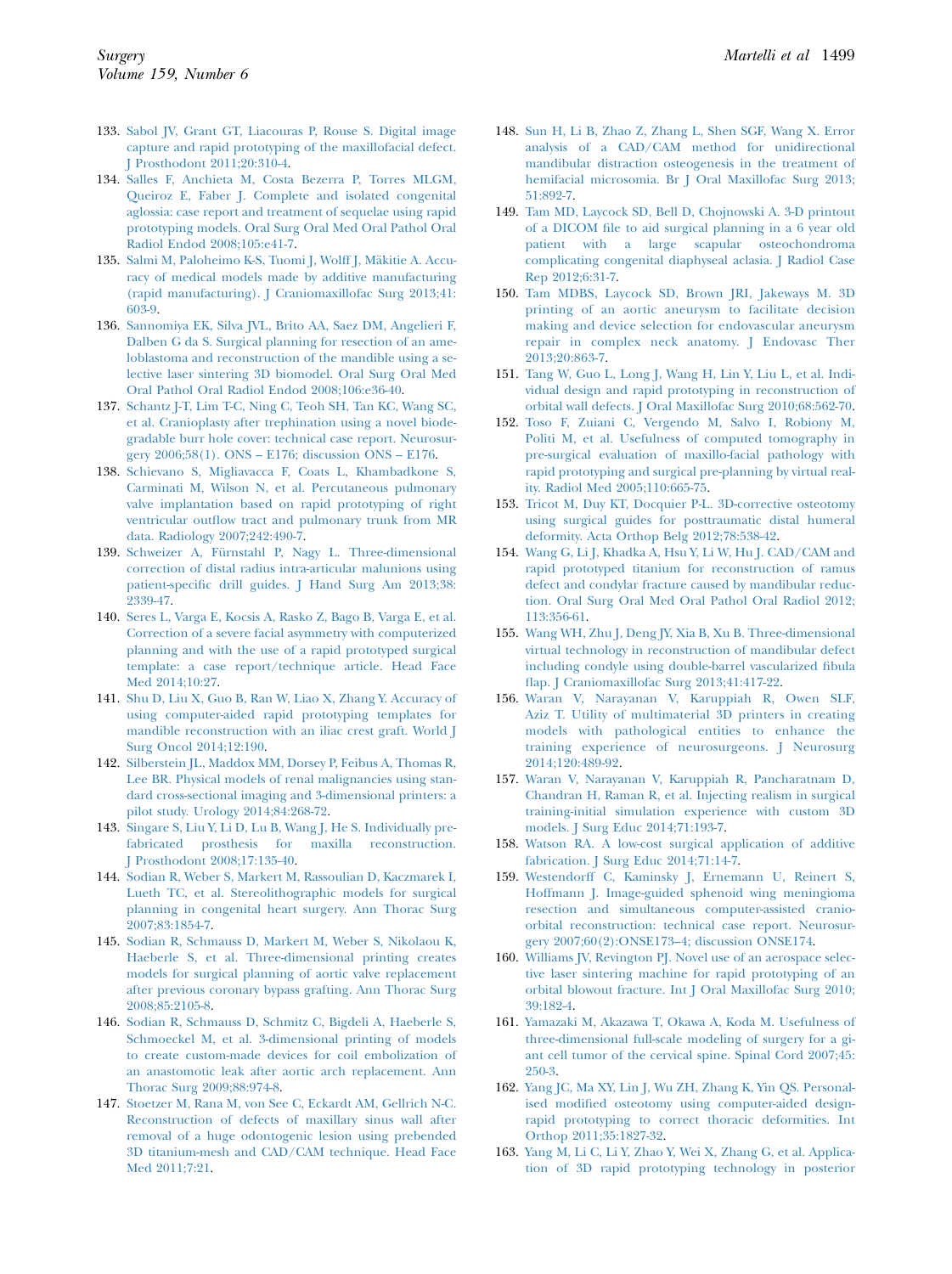133. Sabol JV, Grant GT, Liacouras P, Rouse S. Digital image capture and rapid prototyping of the maxillofacial defect. J Prosthodont 2011;20:310-4.
134. Salles F, Anchieta M, Costa Bezerra P, Torres MLGM, Queiroz E, Faber J. Complete and isolated congenital aglossia: case report and treatment of sequelae using rapid prototyping models. Oral Surg Oral Med Oral Pathol Oral Radiol Endod 2008;105:e41-7.
135. Salmi M, Paloheimo K-S, Tuomi J, Wolff J, Mäkitie A. Accuracy of medical models made by additive manufacturing (rapid manufacturing). J Craniomaxillofac Surg 2013;41:603-9.
136. Sannomiya EK, Silva JVL, Brito AA, Saez DM, Angelieri F, Dalben G da S. Surgical planning for resection of an ameloblastoma and reconstruction of the mandible using a selective laser sintering 3D biomodel. Oral Surg Oral Med Oral Pathol Oral Radiol Endod 2008;106:e36-40.
137. Schantz J-T, Lim T-C, Ning C, Teoh SH, Tan KC, Wang SC, et al. Cranioplasty after trephination using a novel biodegradable burr hole cover: technical case report. Neurosurgery 2006;58(1). ONS – E176; discussion ONS – E176.
138. Schievano S, Migliavacca F, Coats L, Khambadkone S, Carminati M, Wilson N, et al. Percutaneous pulmonary valve implantation based on rapid prototyping of right ventricular outflow tract and pulmonary trunk from MR data. Radiology 2007;242:490-7.
139. Schweizer A, Fürnstahl P, Nagy L. Three-dimensional correction of distal radius intra-articular malunions using patient-specific drill guides. J Hand Surg Am 2013;38:2339-47.
140. Seres L, Varga E, Kocsis A, Rasko Z, Bago B, Varga E, et al. Correction of a severe facial asymmetry with computerized planning and with the use of a rapid prototyped surgical template: a case report/technique article. Head Face Med 2014;10:27.
141. Shu D, Liu X, Guo B, Ran W, Liao X, Zhang Y. Accuracy of using computer-aided rapid prototyping templates for mandible reconstruction with an iliac crest graft. World J Surg Oncol 2014;12:190.
142. Silberstein JL, Maddox MM, Dorsey P, Feibus A, Thomas R, Lee BR. Physical models of renal malignancies using standard cross-sectional imaging and 3-dimensional printers: a pilot study. Urology 2014;84:268-72.
143. Singare S, Liu Y, Li D, Lu B, Wang J, He S. Individually prefabricated prosthesis for maxilla reconstruction. J Prosthodont 2008;17:135-40.
144. Sodian R, Weber S, Markert M, Rassoulian D, Kaczmarek I, Lueth TC, et al. Stereolithographic models for surgical planning in congenital heart surgery. Ann Thorac Surg 2007;83:1854-7.
145. Sodian R, Schmauss D, Markert M, Weber S, Nikolaou K, Haeberle S, et al. Three-dimensional printing creates models for surgical planning of aortic valve replacement after previous coronary bypass grafting. Ann Thorac Surg 2008;85:2105-8.
146. Sodian R, Schmauss D, Schmitz C, Bigdeli A, Haeberle S, Schmoeckel M, et al. 3-dimensional printing of models to create custom-made devices for coil embolization of an anastomotic leak after aortic arch replacement. Ann Thorac Surg 2009;88:974-8.
147. Stoetzer M, Rana M, von See C, Eckardt AM, Gellrich N-C. Reconstruction of defects of maxillary sinus wall after removal of a huge odontogenic lesion using prebended 3D titanium-mesh and CAD/CAM technique. Head Face Med 2011;7:21.
148. Sun H, Li B, Zhao Z, Zhang L, Shen SGF, Wang X. Error analysis of a CAD/CAM method for unidirectional mandibular distraction osteogenesis in the treatment of hemifacial microsomia. Br J Oral Maxillofac Surg 2013;51:892-7.
149. Tam MD, Laycock SD, Bell D, Chojnowski A. 3-D printout of a DICOM file to aid surgical planning in a 6 year old patient with a large scapular osteochondroma complicating congenital diaphyseal aclasia. J Radiol Case Rep 2012;6:31-7.
150. Tam MDBS, Laycock SD, Brown JRI, Jakeways M. 3D printing of an aortic aneurysm to facilitate decision making and device selection for endovascular aneurysm repair in complex neck anatomy. J Endovasc Ther 2013;20:863-7.
151. Tang W, Guo L, Long J, Wang H, Lin Y, Liu L, et al. Individual design and rapid prototyping in reconstruction of orbital wall defects. J Oral Maxillofac Surg 2010;68:562-70.
152. Toso F, Zuiani C, Vergendo M, Salvo I, Robiony M, Politi M, et al. Usefulness of computed tomography in pre-surgical evaluation of maxillo-facial pathology with rapid prototyping and surgical pre-planning by virtual reality. Radiol Med 2005;110:665-75.
153. Tricot M, Duy KT, Docquier P-L. 3D-corrective osteotomy using surgical guides for posttraumatic distal humeral deformity. Acta Orthop Belg 2012;78:538-42.
154. Wang G, Li J, Khadka A, Hsu Y, Li W, Hu J. CAD/CAM and rapid prototyped titanium for reconstruction of ramus defect and condylar fracture caused by mandibular reduction. Oral Surg Oral Med Oral Pathol Oral Radiol 2012;113:356-61.
155. Wang WH, Zhu J, Deng JY, Xia B, Xu B. Three-dimensional virtual technology in reconstruction of mandibular defect including condyle using double-barrel vascularized fibula flap. J Craniomaxillofac Surg 2013;41:417-22.
156. Waran V, Narayanan V, Karuppiah R, Owen SLF, Aziz T. Utility of multimaterial 3D printers in creating models with pathological entities to enhance the training experience of neurosurgeons. J Neurosurg 2014;120:489-92.
157. Waran V, Narayanan V, Karuppiah R, Pancharatnam D, Chandran H, Raman R, et al. Injecting realism in surgical training-initial simulation experience with custom 3D models. J Surg Educ 2014;71:193-7.
158. Watson RA. A low-cost surgical application of additive fabrication. J Surg Educ 2014;71:14-7.
159. Westendorff C, Kaminsky J, Ernemann U, Reinert S, Hoffmann J. Image-guided sphenoid wing meningioma resection and simultaneous computer-assisted cranio-orbital reconstruction: technical case report. Neurosurgery 2007;60(2):ONSE173–4; discussion ONSE174.
160. Williams JV, Revington PJ. Novel use of an aerospace selective laser sintering machine for rapid prototyping of an orbital blowout fracture. Int J Oral Maxillofac Surg 2010;39:182-4.
161. Yamazaki M, Akazawa T, Okawa A, Koda M. Usefulness of three-dimensional full-scale modeling of surgery for a giant cell tumor of the cervical spine. Spinal Cord 2007;45:250-3.
162. Yang JC, Ma XY, Lin J, Wu ZH, Zhang K, Yin QS. Personalised modified osteotomy using computer-aided design-rapid prototyping to correct thoracic deformities. Int Orthop 2011;35:1827-32.
163. Yang M, Li C, Li Y, Zhao Y, Wei X, Zhang G, et al. Application of 3D rapid prototyping technology in posterior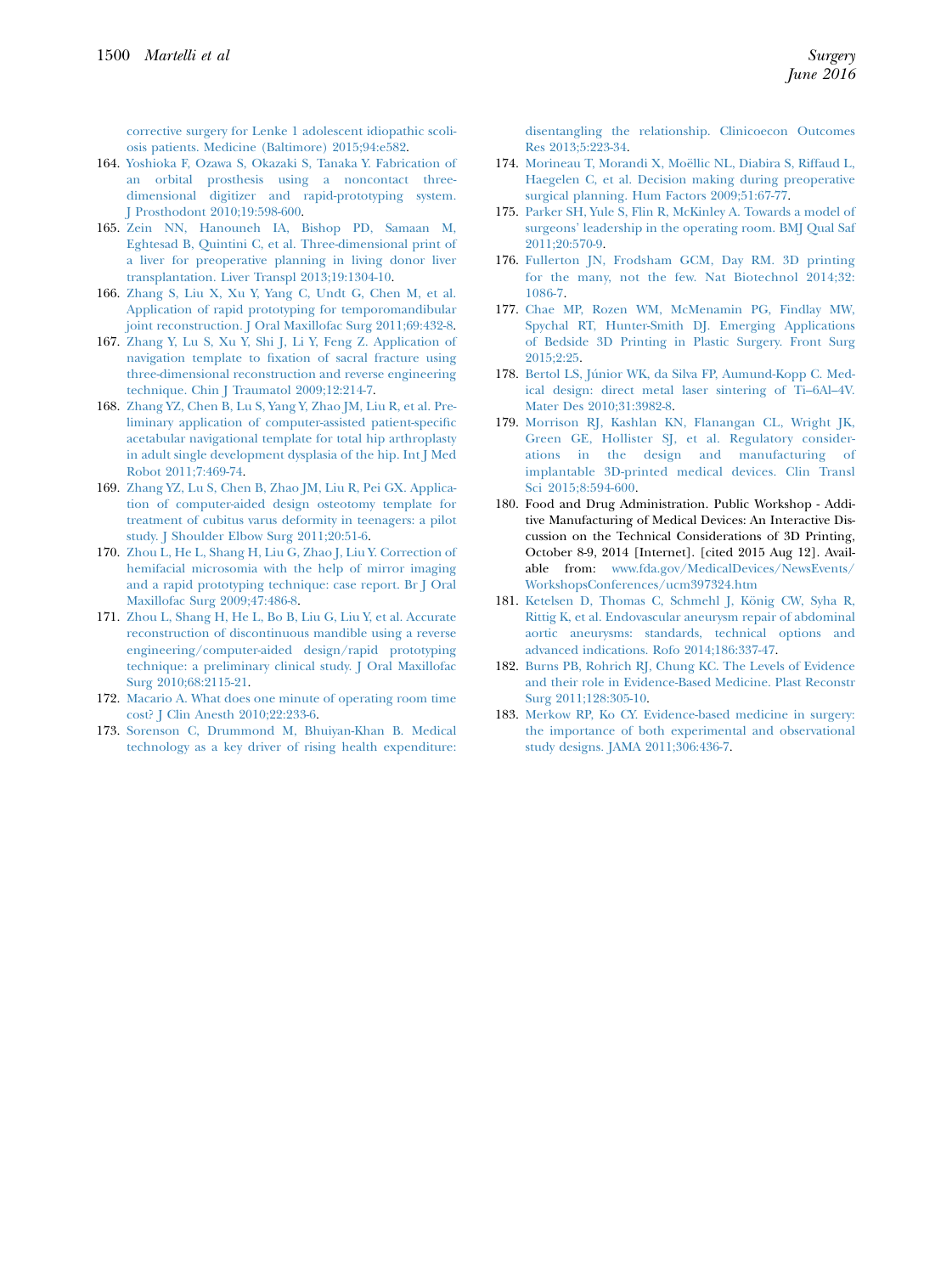corrective surgery for Lenke 1 adolescent idiopathic scoliosis patients. Medicine (Baltimore) 2015;94:e582.

164. Yoshioka F, Ozawa S, Okazaki S, Tanaka Y. Fabrication of an orbital prosthesis using a noncontact three-dimensional digitizer and rapid-prototyping system. J Prosthodont 2010;19:598-600.
165. Zein NN, Hanouneh IA, Bishop PD, Samaan M, Eghtesad B, Quintini C, et al. Three-dimensional print of a liver for preoperative planning in living donor liver transplantation. Liver Transpl 2013;19:1304-10.
166. Zhang S, Liu X, Xu Y, Yang C, Undt G, Chen M, et al. Application of rapid prototyping for temporomandibular joint reconstruction. J Oral Maxillofac Surg 2011;69:432-8.
167. Zhang Y, Lu S, Xu Y, Shi J, Li Y, Feng Z. Application of navigation template to fixation of sacral fracture using three-dimensional reconstruction and reverse engineering technique. Chin J Traumatol 2009;12:214-7.
168. Zhang YZ, Chen B, Lu S, Yang Y, Zhao JM, Liu R, et al. Preliminary application of computer-assisted patient-specific acetabular navigational template for total hip arthroplasty in adult single development dysplasia of the hip. Int J Med Robot 2011;7:469-74.
169. Zhang YZ, Lu S, Chen B, Zhao JM, Liu R, Pei GX. Application of computer-aided design osteotomy template for treatment of cubitus varus deformity in teenagers: a pilot study. J Shoulder Elbow Surg 2011;20:51-6.
170. Zhou L, He L, Shang H, Liu G, Zhao J, Liu Y. Correction of hemifacial microsomia with the help of mirror imaging and a rapid prototyping technique: case report. Br J Oral Maxillofac Surg 2009;47:486-8.
171. Zhou L, Shang H, He L, Bo B, Liu G, Liu Y, et al. Accurate reconstruction of discontinuous mandible using a reverse engineering/computer-aided design/rapid prototyping technique: a preliminary clinical study. J Oral Maxillofac Surg 2010;68:2115-21.
172. Macario A. What does one minute of operating room time cost? J Clin Anesth 2010;22:233-6.
173. Sorenson C, Drummond M, Bhuiyan-Khan B. Medical technology as a key driver of rising health expenditure: disentangling the relationship. Clinicoecon Outcomes Res 2013;5:223-34.
174. Morineau T, Morandi X, Moëllic NL, Diabira S, Riffaud L, Haegelen C, et al. Decision making during preoperative surgical planning. Hum Factors 2009;51:67-77.
175. Parker SH, Yule S, Flin R, McKinley A. Towards a model of surgeons' leadership in the operating room. BMJ Qual Saf 2011;20:570-9.
176. Fullerton JN, Frodsham GCM, Day RM. 3D printing for the many, not the few. Nat Biotechnol 2014;32:1086-7.
177. Chae MP, Rozen WM, McMenamin PG, Findlay MW, Spychal RT, Hunter-Smith DJ. Emerging Applications of Bedside 3D Printing in Plastic Surgery. Front Surg 2015;2:25.
178. Bertol LS, Júnior WK, da Silva FP, Aumund-Kopp C. Medical design: direct metal laser sintering of Ti–6Al–4V. Mater Des 2010;31:3982-8.
179. Morrison RJ, Kashlan KN, Flanangan CL, Wright JK, Green GE, Hollister SJ, et al. Regulatory considerations in the design and manufacturing of implantable 3D-printed medical devices. Clin Transl Sci 2015;8:594-600.
180. Food and Drug Administration. Public Workshop - Additive Manufacturing of Medical Devices: An Interactive Discussion on the Technical Considerations of 3D Printing, October 8-9, 2014 [Internet]. [cited 2015 Aug 12]. Available from: www.fda.gov/MedicalDevices/NewsEvents/WorkshopsConferences/ucm397324.htm
181. Ketelsen D, Thomas C, Schmehl J, König CW, Syha R, Rittig K, et al. Endovascular aneurysm repair of abdominal aortic aneurysms: standards, technical options and advanced indications. Rofo 2014;186:337-47.
182. Burns PB, Rohrich RJ, Chung KC. The Levels of Evidence and their role in Evidence-Based Medicine. Plast Reconstr Surg 2011;128:305-10.
183. Merkow RP, Ko CY. Evidence-based medicine in surgery: the importance of both experimental and observational study designs. JAMA 2011;306:436-7.